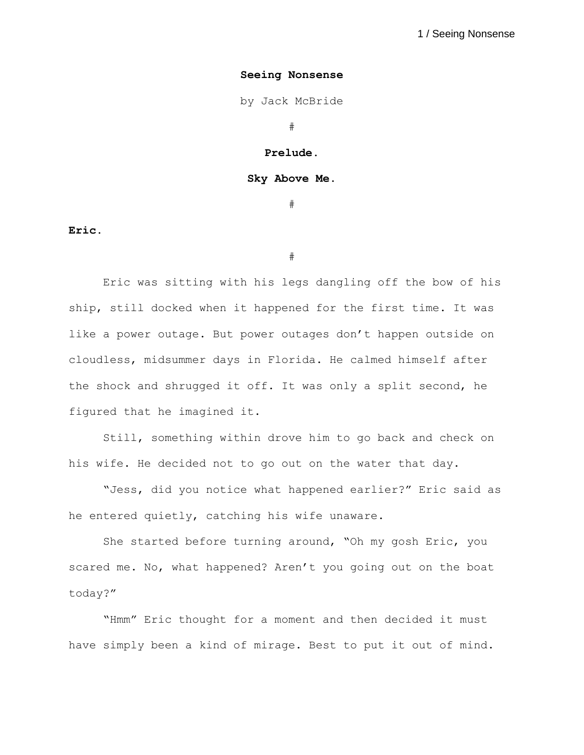# Seeing Nonsense

by Jack McBride

#

## Prelude.

## Sky Above Me.

#

**Eric.**

#

Eric was sitting with his legs dangling off the bow of his ship, still docked when it happened for the first time. It was like a power outage. But power outages don't happen outside on cloudless, midsummer days in Florida. He calmed himself after the shock and shrugged it off. It was only a split second, he figured that he imagined it.

Still, something within drove him to go back and check on his wife. He decided not to go out on the water that day.

"Jess, did you notice what happened earlier?" Eric said as he entered quietly, catching his wife unaware.

She started before turning around, "Oh my gosh Eric, you scared me. No, what happened? Aren't you going out on the boat today?"

"Hmm" Eric thought for a moment and then decided it must have simply been a kind of mirage. Best to put it out of mind.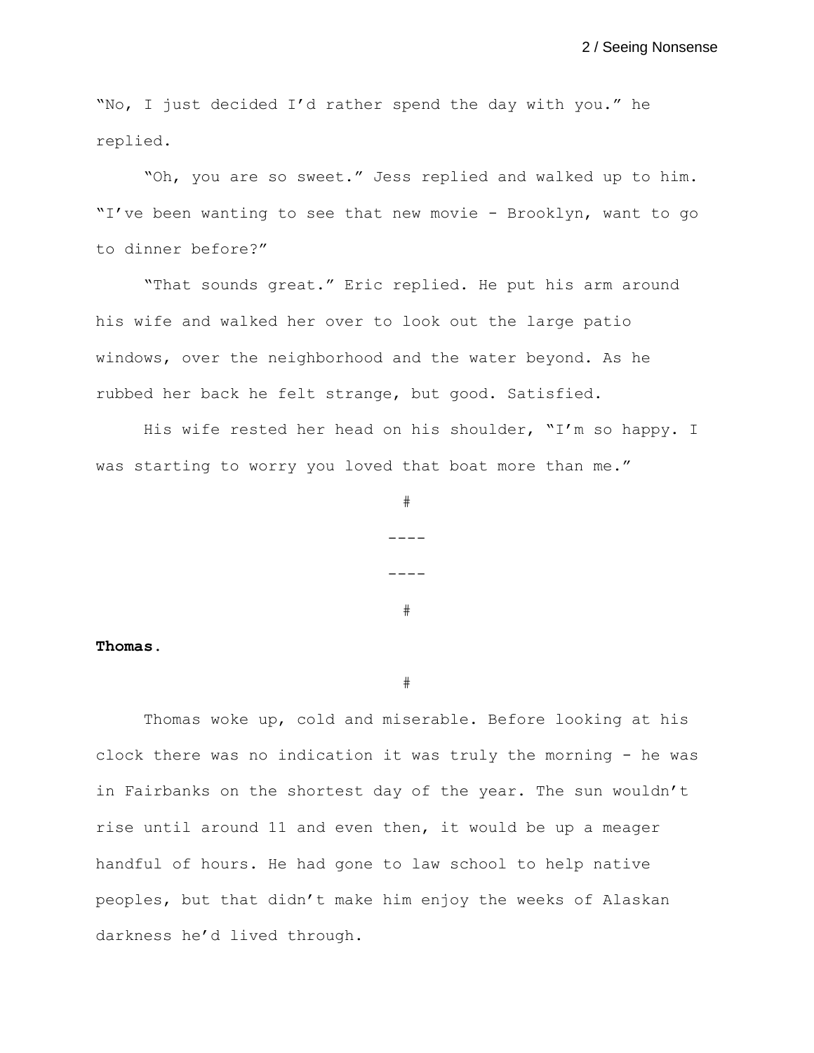"No, I just decided I'd rather spend the day with you." he replied.

"Oh, you are so sweet." Jess replied and walked up to him. "I've been wanting to see that new movie - Brooklyn, want to go to dinner before?"

"That sounds great." Eric replied. He put his arm around his wife and walked her over to look out the large patio windows, over the neighborhood and the water beyond. As he rubbed her back he felt strange, but good. Satisfied.

His wife rested her head on his shoulder, "I'm so happy. I was starting to worry you loved that boat more than me."

#

----

----

#

**Thomas.**

#

Thomas woke up, cold and miserable. Before looking at his clock there was no indication it was truly the morning - he was in Fairbanks on the shortest day of the year. The sun wouldn't rise until around 11 and even then, it would be up a meager handful of hours. He had gone to law school to help native peoples, but that didn't make him enjoy the weeks of Alaskan darkness he'd lived through.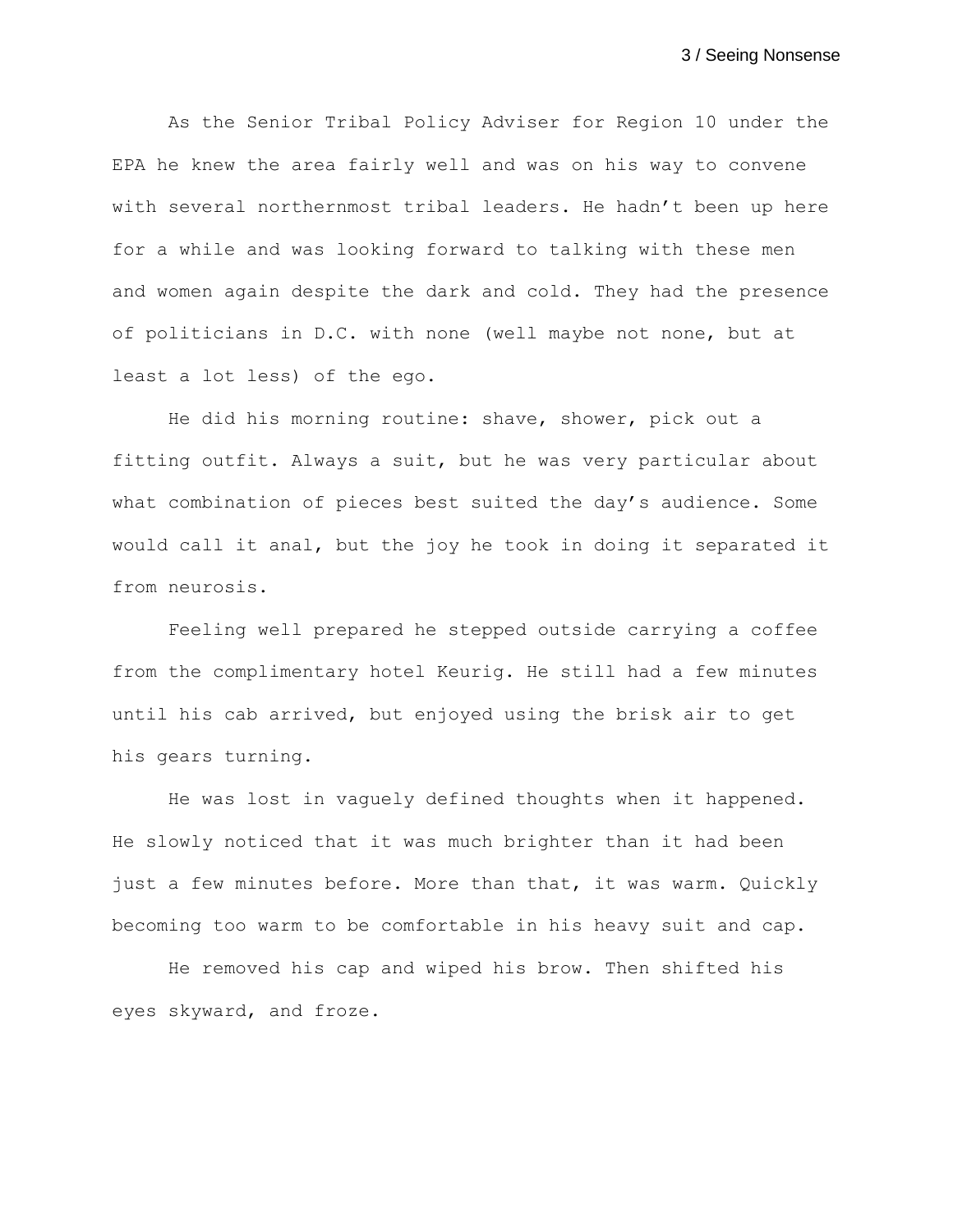As the Senior Tribal Policy Adviser for Region 10 under the EPA he knew the area fairly well and was on his way to convene with several northernmost tribal leaders. He hadn't been up here for a while and was looking forward to talking with these men and women again despite the dark and cold. They had the presence of politicians in D.C. with none (well maybe not none, but at least a lot less) of the ego.

He did his morning routine: shave, shower, pick out a fitting outfit. Always a suit, but he was very particular about what combination of pieces best suited the day's audience. Some would call it anal, but the joy he took in doing it separated it from neurosis.

Feeling well prepared he stepped outside carrying a coffee from the complimentary hotel Keurig. He still had a few minutes until his cab arrived, but enjoyed using the brisk air to get his gears turning.

He was lost in vaguely defined thoughts when it happened. He slowly noticed that it was much brighter than it had been just a few minutes before. More than that, it was warm. Quickly becoming too warm to be comfortable in his heavy suit and cap.

He removed his cap and wiped his brow. Then shifted his eyes skyward, and froze.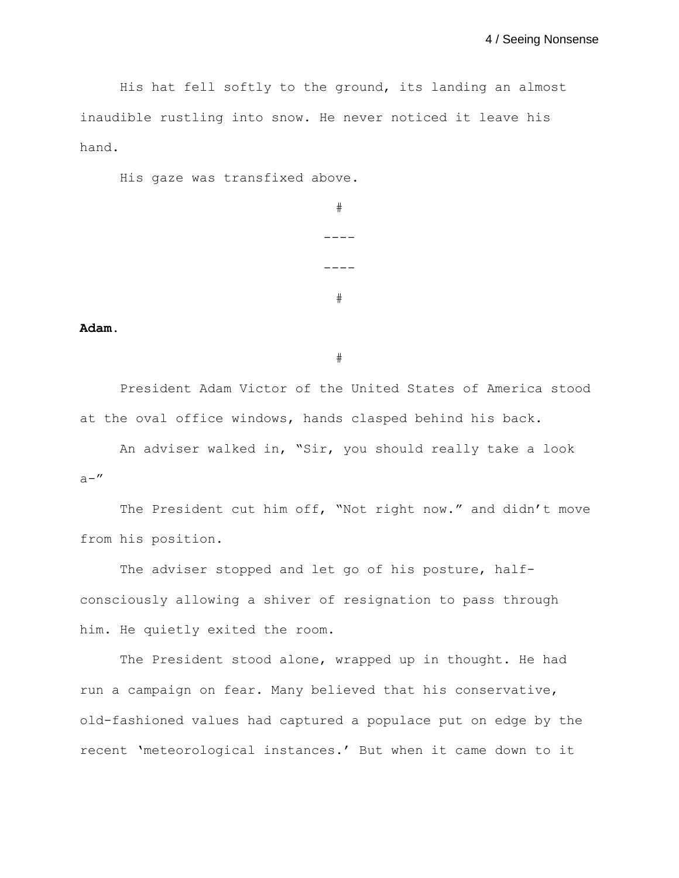His hat fell softly to the ground, its landing an almost inaudible rustling into snow. He never noticed it leave his hand.

His gaze was transfixed above.

#

----

----

#

**Adam.**

#

President Adam Victor of the United States of America stood at the oval office windows, hands clasped behind his back.

An adviser walked in, "Sir, you should really take a look a-"

The President cut him off, "Not right now." and didn't move from his position.

The adviser stopped and let go of his posture, half-consciously allowing a shiver of resignation to pass through him. He quietly exited the room.

The President stood alone, wrapped up in thought. He had run a campaign on fear. Many believed that his conservative, old-fashioned values had captured a populace put on edge by the recent 'meteorological instances.' But when it came down to it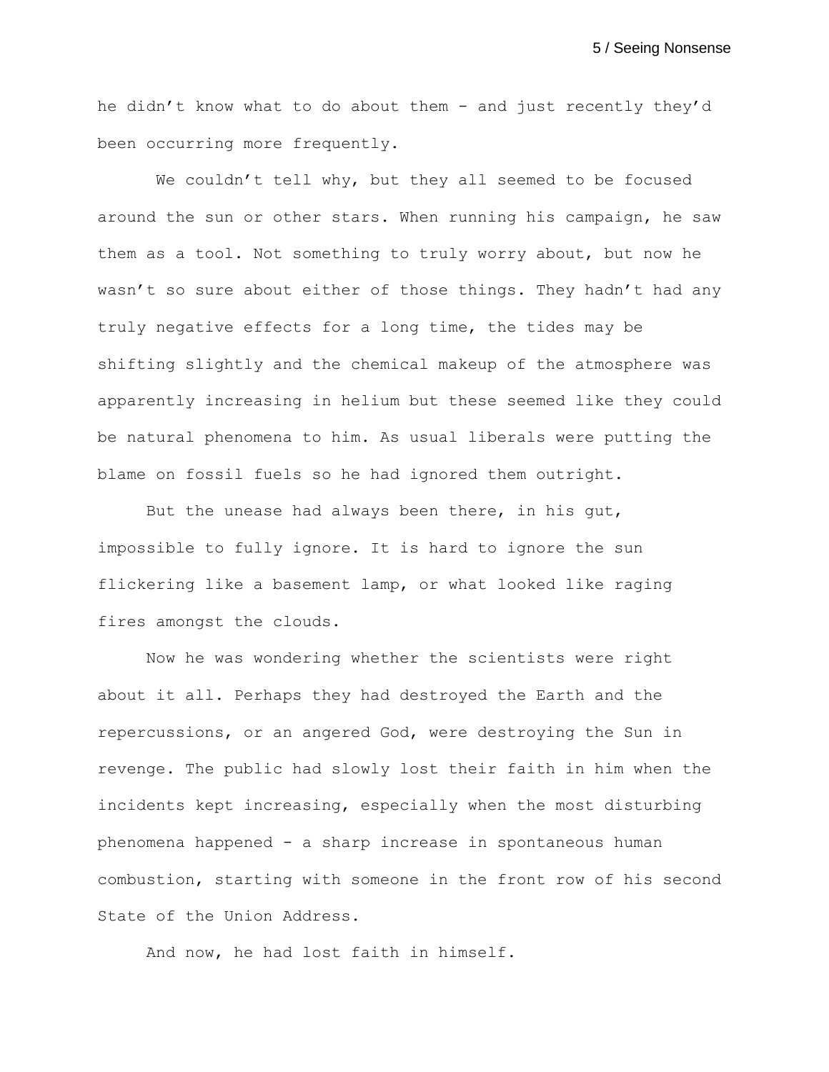he didn't know what to do about them - and just recently they'd been occurring more frequently.

We couldn't tell why, but they all seemed to be focused around the sun or other stars. When running his campaign, he saw them as a tool. Not something to truly worry about, but now he wasn't so sure about either of those things. They hadn't had any truly negative effects for a long time, the tides may be shifting slightly and the chemical makeup of the atmosphere was apparently increasing in helium but these seemed like they could be natural phenomena to him. As usual liberals were putting the blame on fossil fuels so he had ignored them outright.

But the unease had always been there, in his gut, impossible to fully ignore. It is hard to ignore the sun flickering like a basement lamp, or what looked like raging fires amongst the clouds.

Now he was wondering whether the scientists were right about it all. Perhaps they had destroyed the Earth and the repercussions, or an angered God, were destroying the Sun in revenge. The public had slowly lost their faith in him when the incidents kept increasing, especially when the most disturbing phenomena happened - a sharp increase in spontaneous human combustion, starting with someone in the front row of his second State of the Union Address.

And now, he had lost faith in himself.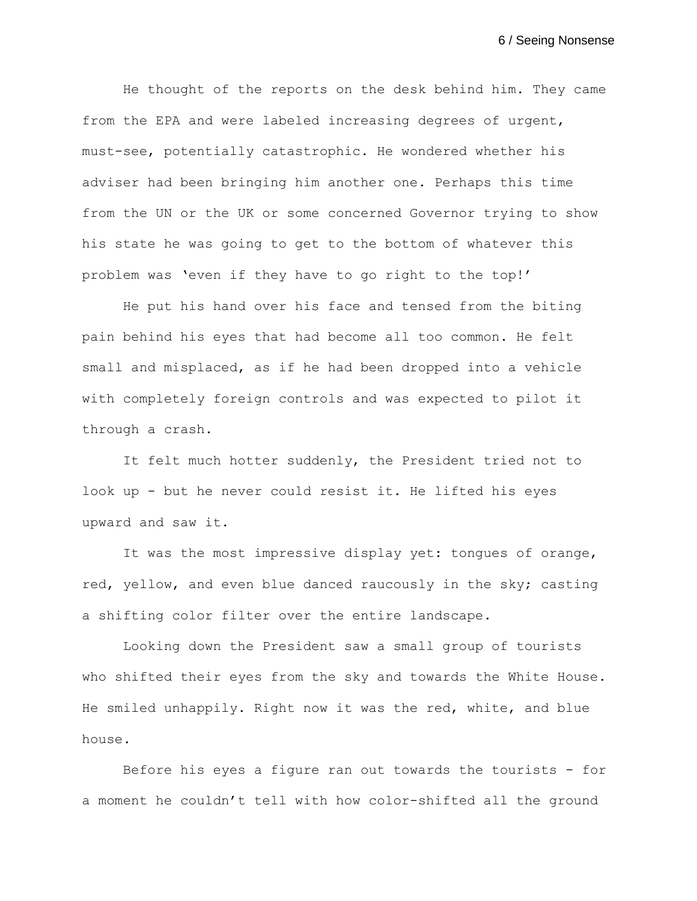He thought of the reports on the desk behind him. They came from the EPA and were labeled increasing degrees of urgent, must-see, potentially catastrophic. He wondered whether his adviser had been bringing him another one. Perhaps this time from the UN or the UK or some concerned Governor trying to show his state he was going to get to the bottom of whatever this problem was 'even if they have to go right to the top!'

He put his hand over his face and tensed from the biting pain behind his eyes that had become all too common. He felt small and misplaced, as if he had been dropped into a vehicle with completely foreign controls and was expected to pilot it through a crash.

It felt much hotter suddenly, the President tried not to look up - but he never could resist it. He lifted his eyes upward and saw it.

It was the most impressive display yet: tongues of orange, red, yellow, and even blue danced raucously in the sky; casting a shifting color filter over the entire landscape.

Looking down the President saw a small group of tourists who shifted their eyes from the sky and towards the White House. He smiled unhappily. Right now it was the red, white, and blue house.

Before his eyes a figure ran out towards the tourists - for a moment he couldn't tell with how color-shifted all the ground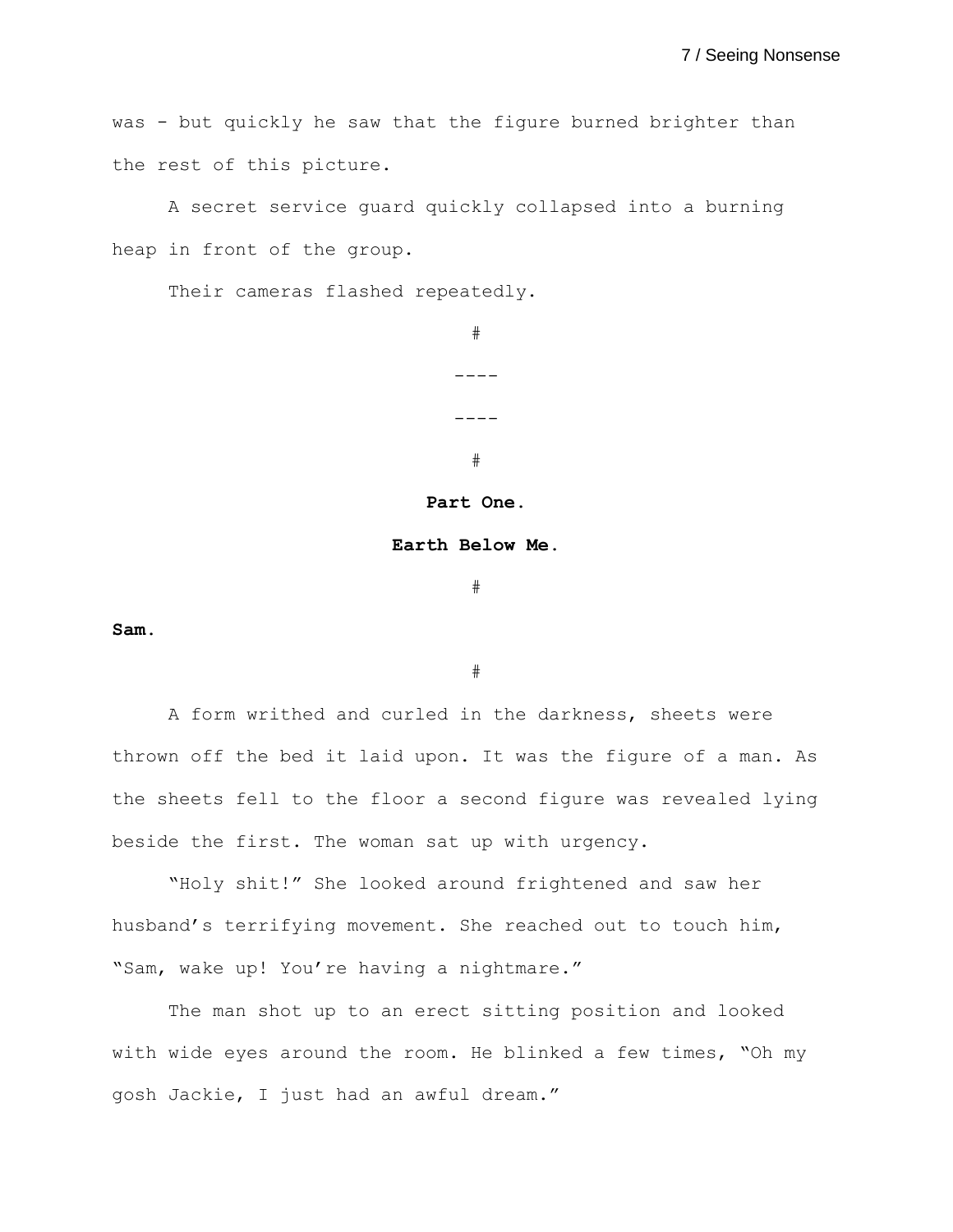was - but quickly he saw that the figure burned brighter than the rest of this picture.

A secret service guard quickly collapsed into a burning heap in front of the group.

Their cameras flashed repeatedly.

#

----

----

#

**Part One.**

**Earth Below Me.**

#

**Sam.**

#

A form writhed and curled in the darkness, sheets were thrown off the bed it laid upon. It was the figure of a man. As the sheets fell to the floor a second figure was revealed lying beside the first. The woman sat up with urgency.

"Holy shit!" She looked around frightened and saw her husband's terrifying movement. She reached out to touch him, "Sam, wake up! You're having a nightmare."

The man shot up to an erect sitting position and looked with wide eyes around the room. He blinked a few times, "Oh my gosh Jackie, I just had an awful dream."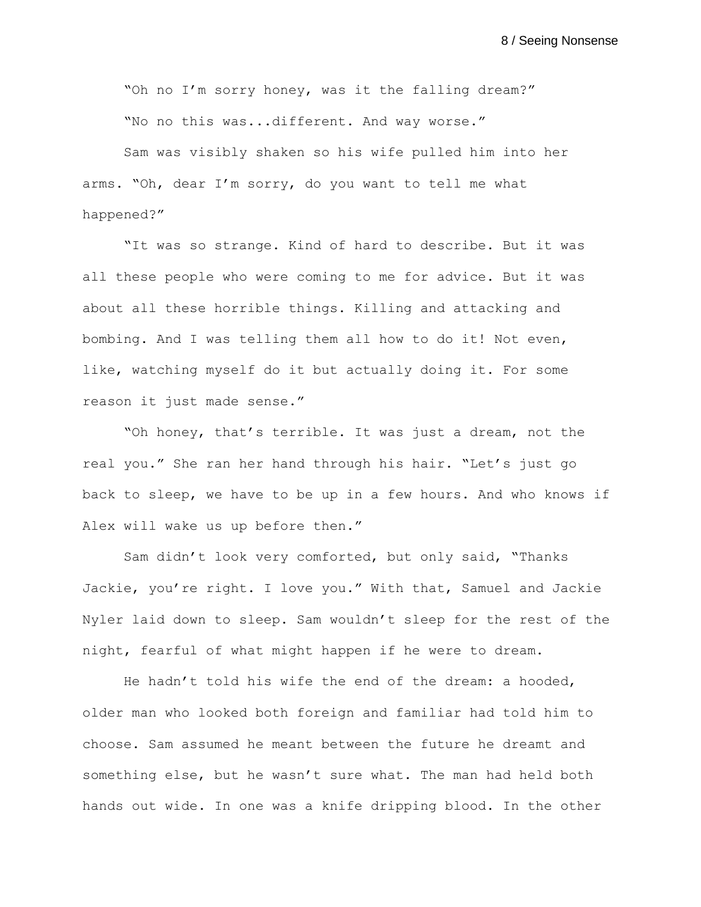"Oh no I'm sorry honey, was it the falling dream?"

"No no this was...different. And way worse."

Sam was visibly shaken so his wife pulled him into her arms. "Oh, dear I'm sorry, do you want to tell me what happened?"

"It was so strange. Kind of hard to describe. But it was all these people who were coming to me for advice. But it was about all these horrible things. Killing and attacking and bombing. And I was telling them all how to do it! Not even, like, watching myself do it but actually doing it. For some reason it just made sense."

"Oh honey, that's terrible. It was just a dream, not the real you." She ran her hand through his hair. "Let's just go back to sleep, we have to be up in a few hours. And who knows if Alex will wake us up before then."

Sam didn't look very comforted, but only said, "Thanks Jackie, you're right. I love you." With that, Samuel and Jackie Nyler laid down to sleep. Sam wouldn't sleep for the rest of the night, fearful of what might happen if he were to dream.

He hadn't told his wife the end of the dream: a hooded, older man who looked both foreign and familiar had told him to choose. Sam assumed he meant between the future he dreamt and something else, but he wasn't sure what. The man had held both hands out wide. In one was a knife dripping blood. In the other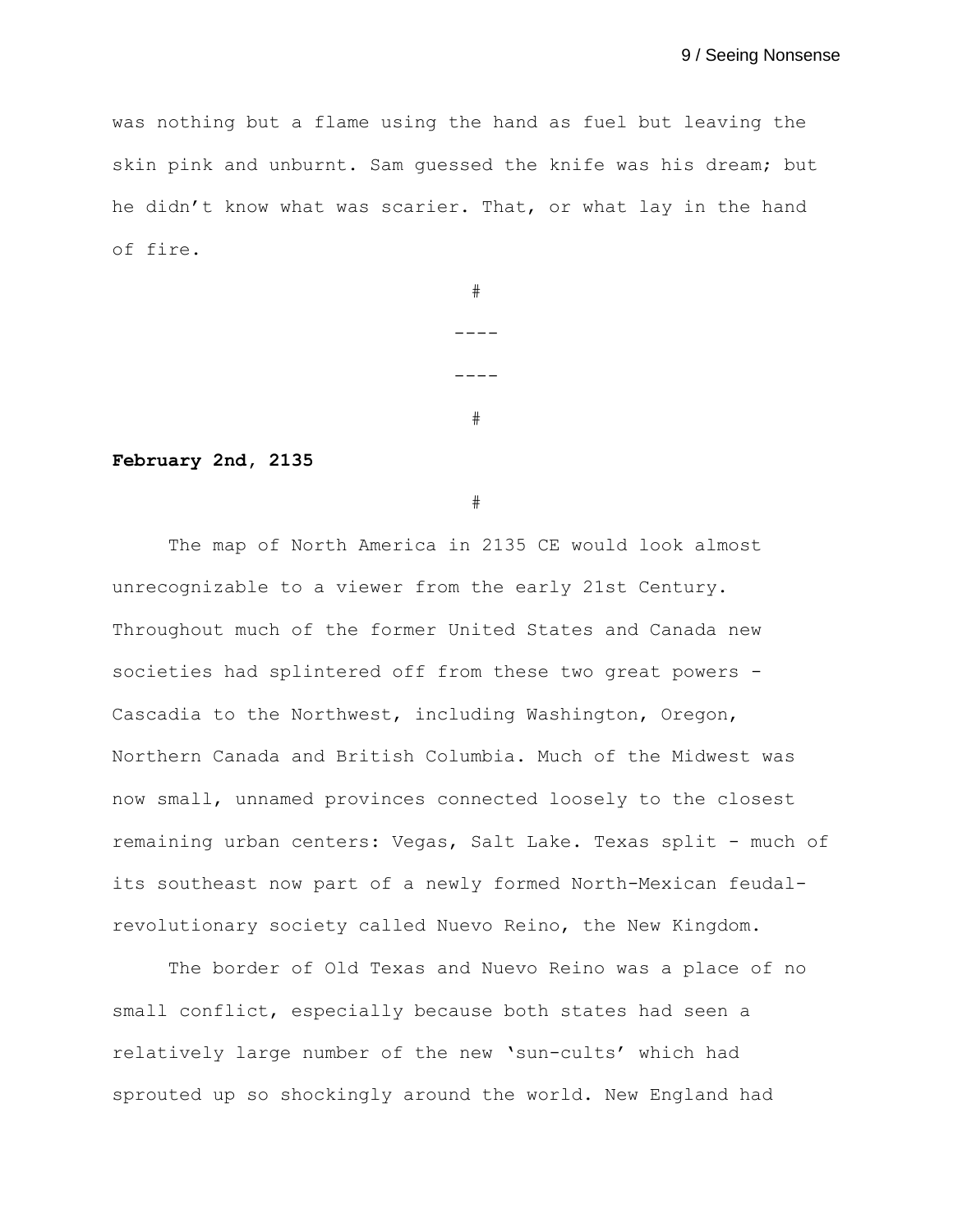was nothing but a flame using the hand as fuel but leaving the skin pink and unburnt. Sam guessed the knife was his dream; but he didn't know what was scarier. That, or what lay in the hand of fire.

#

----

----

#

**February 2nd, 2135**

#

The map of North America in 2135 CE would look almost unrecognizable to a viewer from the early 21st Century. Throughout much of the former United States and Canada new societies had splintered off from these two great powers - Cascadia to the Northwest, including Washington, Oregon, Northern Canada and British Columbia. Much of the Midwest was now small, unnamed provinces connected loosely to the closest remaining urban centers: Vegas, Salt Lake. Texas split - much of its southeast now part of a newly formed North-Mexican feudal-revolutionary society called Nuevo Reino, the New Kingdom.

The border of Old Texas and Nuevo Reino was a place of no small conflict, especially because both states had seen a relatively large number of the new 'sun-cults' which had sprouted up so shockingly around the world. New England had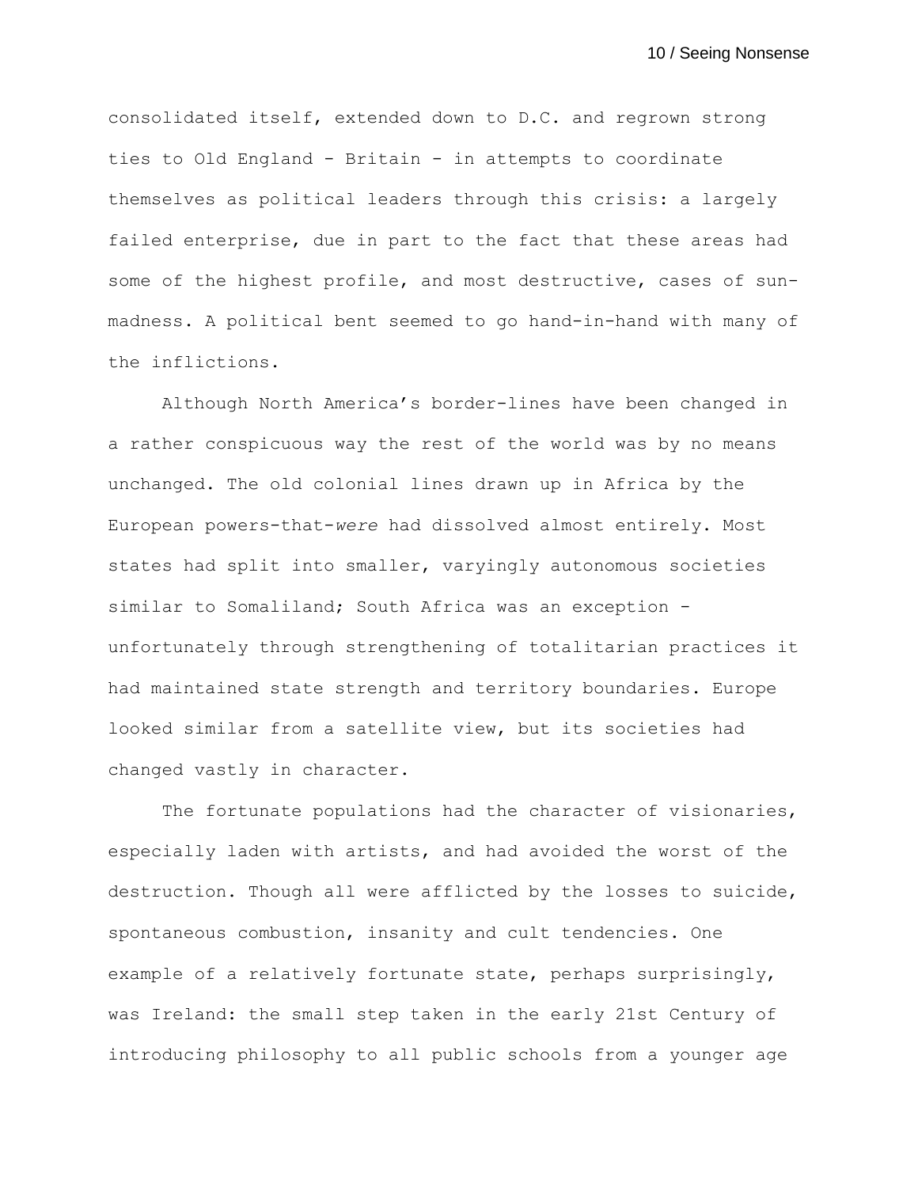consolidated itself, extended down to D.C. and regrown strong ties to Old England - Britain - in attempts to coordinate themselves as political leaders through this crisis: a largely failed enterprise, due in part to the fact that these areas had some of the highest profile, and most destructive, cases of sun-madness. A political bent seemed to go hand-in-hand with many of the inflictions.

Although North America's border-lines have been changed in a rather conspicuous way the rest of the world was by no means unchanged. The old colonial lines drawn up in Africa by the European powers-that-*were* had dissolved almost entirely. Most states had split into smaller, varyingly autonomous societies similar to Somaliland; South Africa was an exception - unfortunately through strengthening of totalitarian practices it had maintained state strength and territory boundaries. Europe looked similar from a satellite view, but its societies had changed vastly in character.

The fortunate populations had the character of visionaries, especially laden with artists, and had avoided the worst of the destruction. Though all were afflicted by the losses to suicide, spontaneous combustion, insanity and cult tendencies. One example of a relatively fortunate state, perhaps surprisingly, was Ireland: the small step taken in the early 21st Century of introducing philosophy to all public schools from a younger age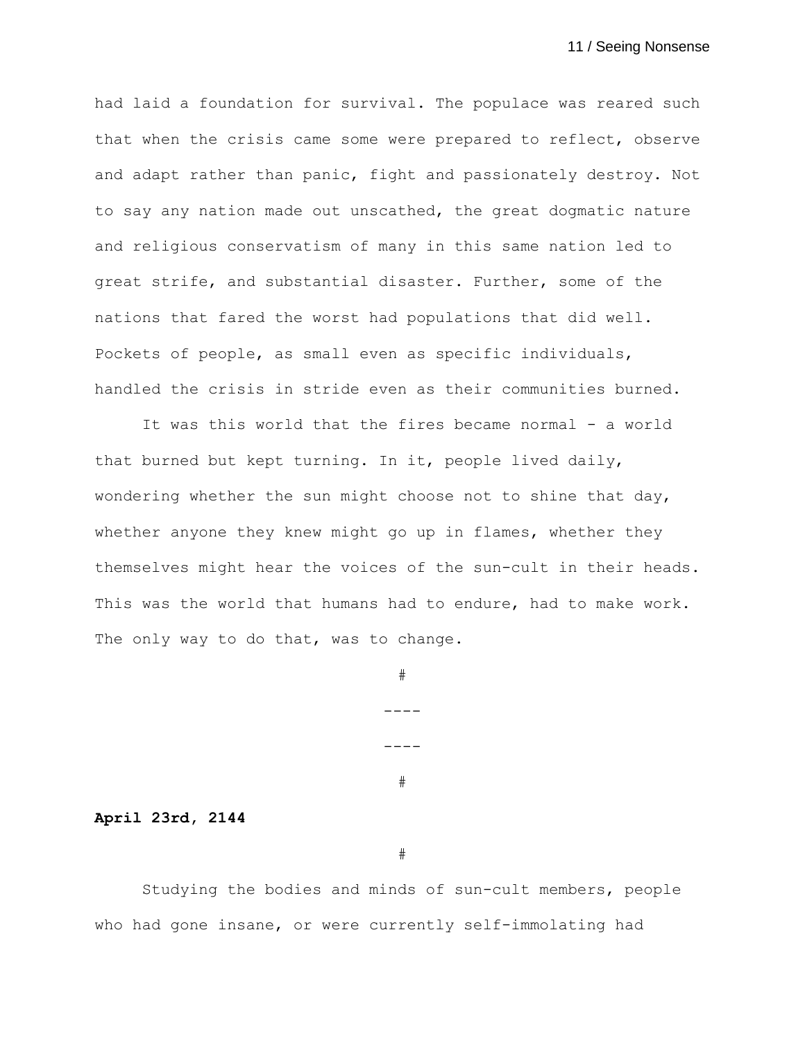had laid a foundation for survival. The populace was reared such that when the crisis came some were prepared to reflect, observe and adapt rather than panic, fight and passionately destroy. Not to say any nation made out unscathed, the great dogmatic nature and religious conservatism of many in this same nation led to great strife, and substantial disaster. Further, some of the nations that fared the worst had populations that did well. Pockets of people, as small even as specific individuals, handled the crisis in stride even as their communities burned.

It was this world that the fires became normal - a world that burned but kept turning. In it, people lived daily, wondering whether the sun might choose not to shine that day, whether anyone they knew might go up in flames, whether they themselves might hear the voices of the sun-cult in their heads. This was the world that humans had to endure, had to make work. The only way to do that, was to change.

#

----

----

#

**April 23rd, 2144**

#

Studying the bodies and minds of sun-cult members, people who had gone insane, or were currently self-immolating had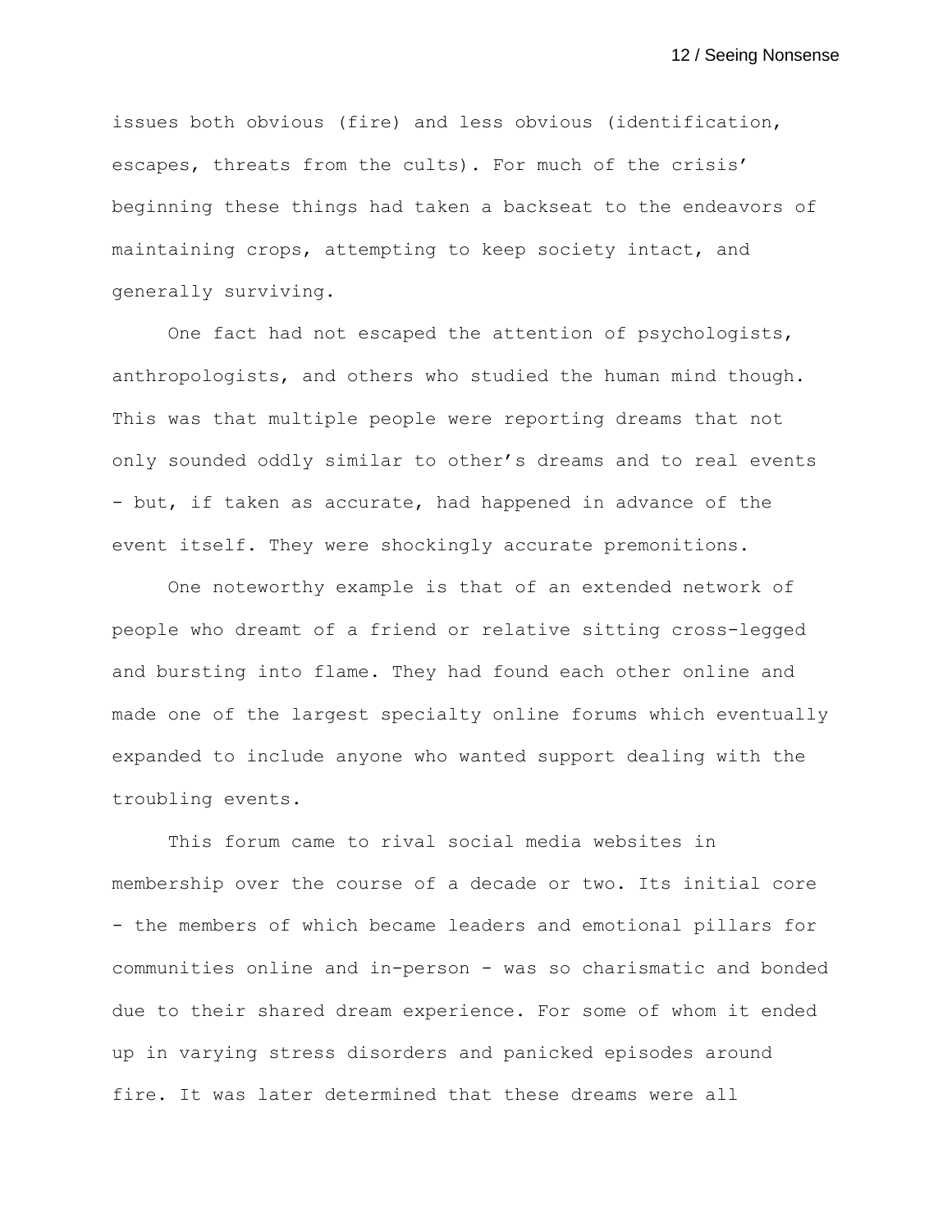issues both obvious (fire) and less obvious (identification, escapes, threats from the cults). For much of the crisis' beginning these things had taken a backseat to the endeavors of maintaining crops, attempting to keep society intact, and generally surviving.

One fact had not escaped the attention of psychologists, anthropologists, and others who studied the human mind though. This was that multiple people were reporting dreams that not only sounded oddly similar to other's dreams and to real events - but, if taken as accurate, had happened in advance of the event itself. They were shockingly accurate premonitions.

One noteworthy example is that of an extended network of people who dreamt of a friend or relative sitting cross-legged and bursting into flame. They had found each other online and made one of the largest specialty online forums which eventually expanded to include anyone who wanted support dealing with the troubling events.

This forum came to rival social media websites in membership over the course of a decade or two. Its initial core - the members of which became leaders and emotional pillars for communities online and in-person - was so charismatic and bonded due to their shared dream experience. For some of whom it ended up in varying stress disorders and panicked episodes around fire. It was later determined that these dreams were all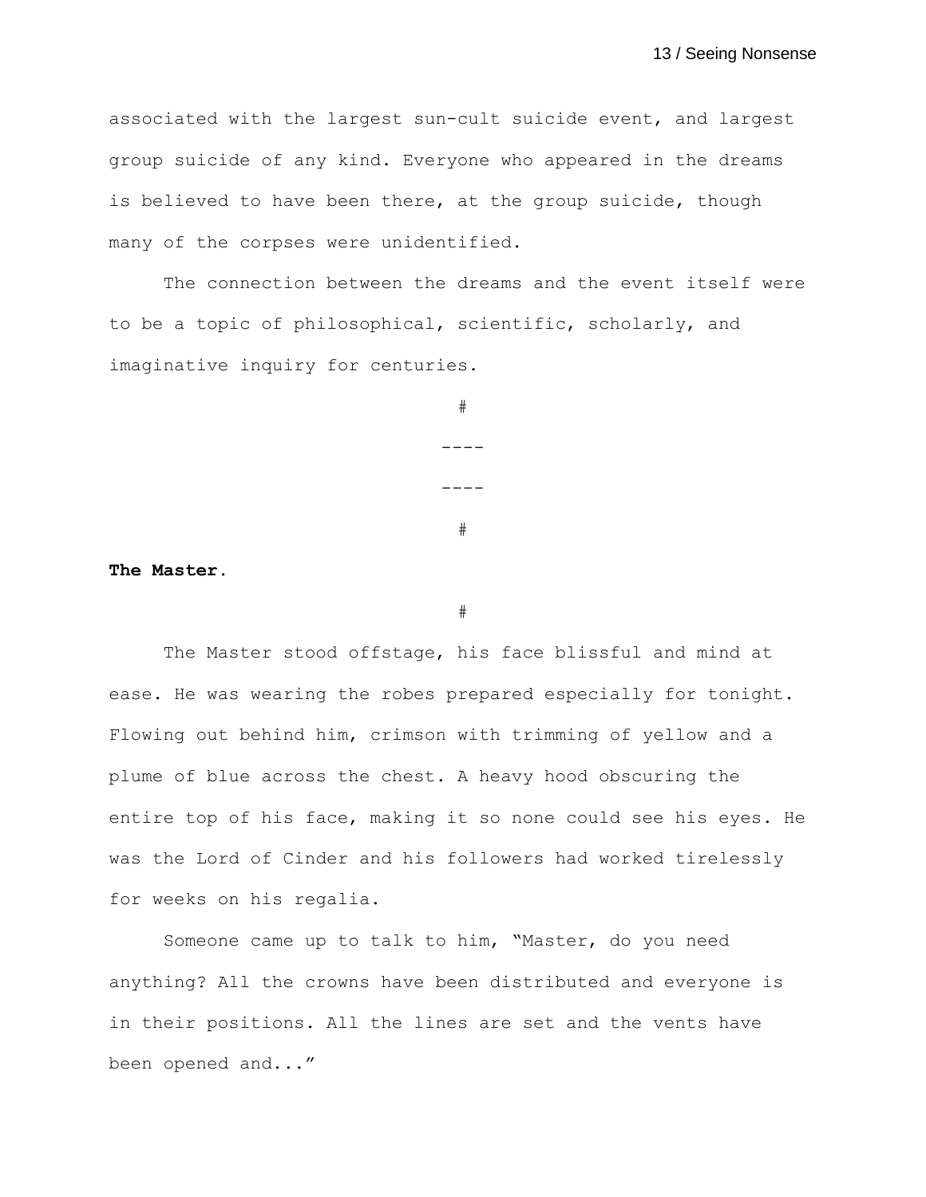associated with the largest sun-cult suicide event, and largest group suicide of any kind. Everyone who appeared in the dreams is believed to have been there, at the group suicide, though many of the corpses were unidentified.

The connection between the dreams and the event itself were to be a topic of philosophical, scientific, scholarly, and imaginative inquiry for centuries.

#

----

----

#

**The Master.**

#

The Master stood offstage, his face blissful and mind at ease. He was wearing the robes prepared especially for tonight. Flowing out behind him, crimson with trimming of yellow and a plume of blue across the chest. A heavy hood obscuring the entire top of his face, making it so none could see his eyes. He was the Lord of Cinder and his followers had worked tirelessly for weeks on his regalia.

Someone came up to talk to him, "Master, do you need anything? All the crowns have been distributed and everyone is in their positions. All the lines are set and the vents have been opened and..."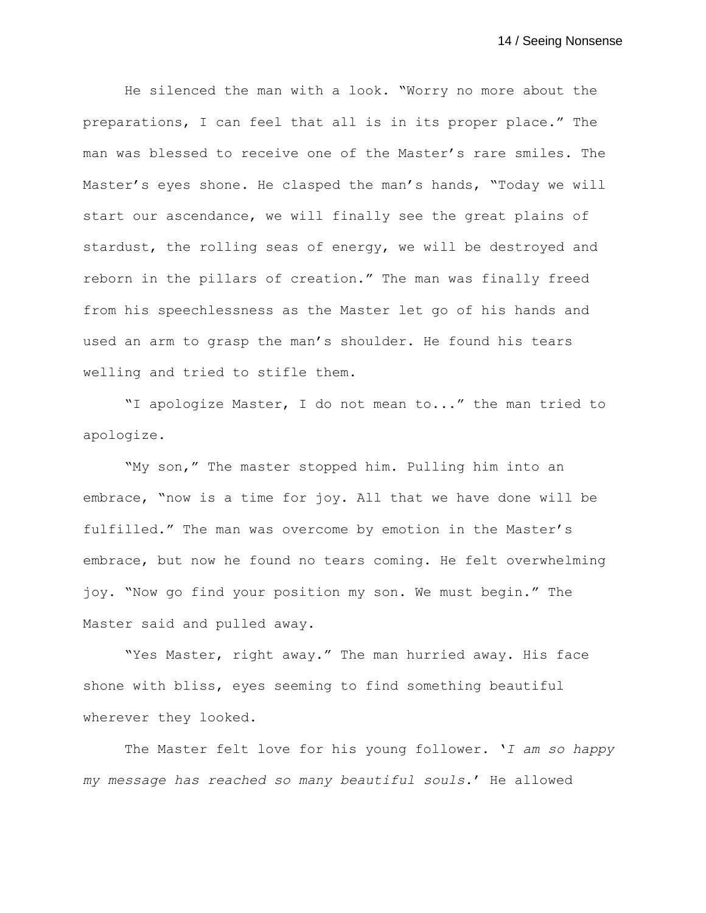He silenced the man with a look. "Worry no more about the preparations, I can feel that all is in its proper place." The man was blessed to receive one of the Master's rare smiles. The Master's eyes shone. He clasped the man's hands, "Today we will start our ascendance, we will finally see the great plains of stardust, the rolling seas of energy, we will be destroyed and reborn in the pillars of creation." The man was finally freed from his speechlessness as the Master let go of his hands and used an arm to grasp the man's shoulder. He found his tears welling and tried to stifle them.

"I apologize Master, I do not mean to..." the man tried to apologize.

"My son," The master stopped him. Pulling him into an embrace, "now is a time for joy. All that we have done will be fulfilled." The man was overcome by emotion in the Master's embrace, but now he found no tears coming. He felt overwhelming joy. "Now go find your position my son. We must begin." The Master said and pulled away.

"Yes Master, right away." The man hurried away. His face shone with bliss, eyes seeming to find something beautiful wherever they looked.

The Master felt love for his young follower. '*I am so happy my message has reached so many beautiful souls.*' He allowed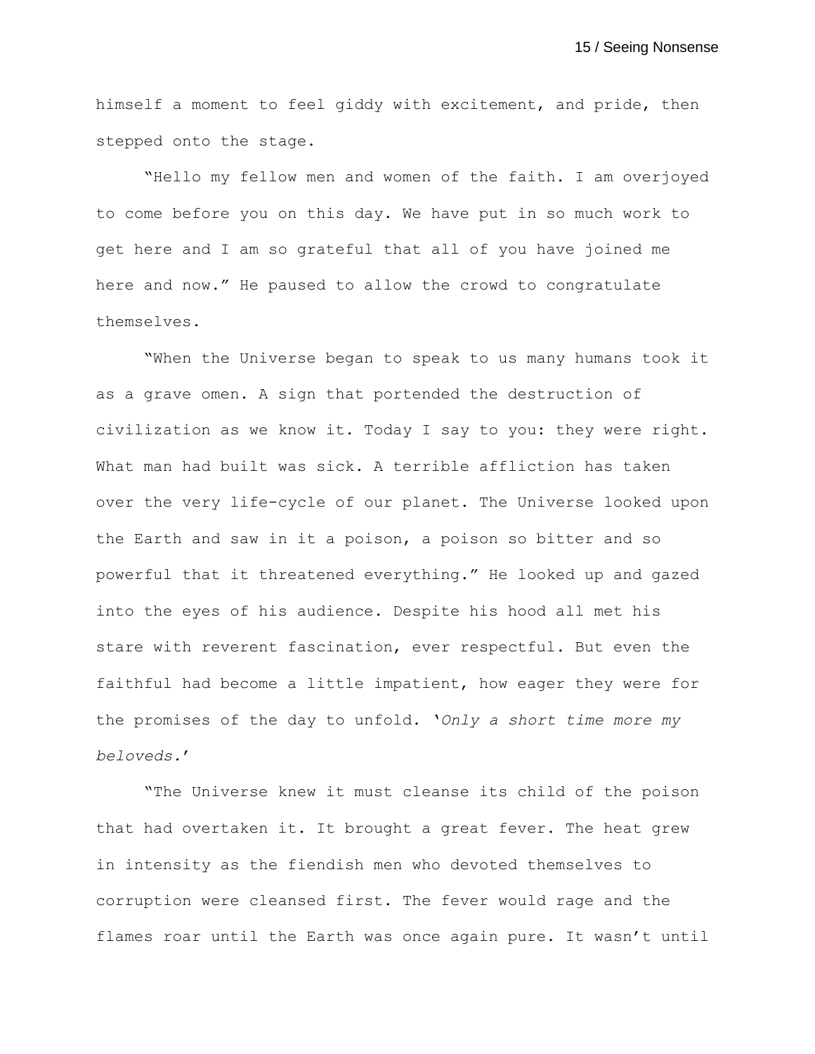himself a moment to feel giddy with excitement, and pride, then stepped onto the stage.

"Hello my fellow men and women of the faith. I am overjoyed to come before you on this day. We have put in so much work to get here and I am so grateful that all of you have joined me here and now." He paused to allow the crowd to congratulate themselves.

"When the Universe began to speak to us many humans took it as a grave omen. A sign that portended the destruction of civilization as we know it. Today I say to you: they were right. What man had built was sick. A terrible affliction has taken over the very life-cycle of our planet. The Universe looked upon the Earth and saw in it a poison, a poison so bitter and so powerful that it threatened everything." He looked up and gazed into the eyes of his audience. Despite his hood all met his stare with reverent fascination, ever respectful. But even the faithful had become a little impatient, how eager they were for the promises of the day to unfold. '*Only a short time more my beloveds.*'

"The Universe knew it must cleanse its child of the poison that had overtaken it. It brought a great fever. The heat grew in intensity as the fiendish men who devoted themselves to corruption were cleansed first. The fever would rage and the flames roar until the Earth was once again pure. It wasn't until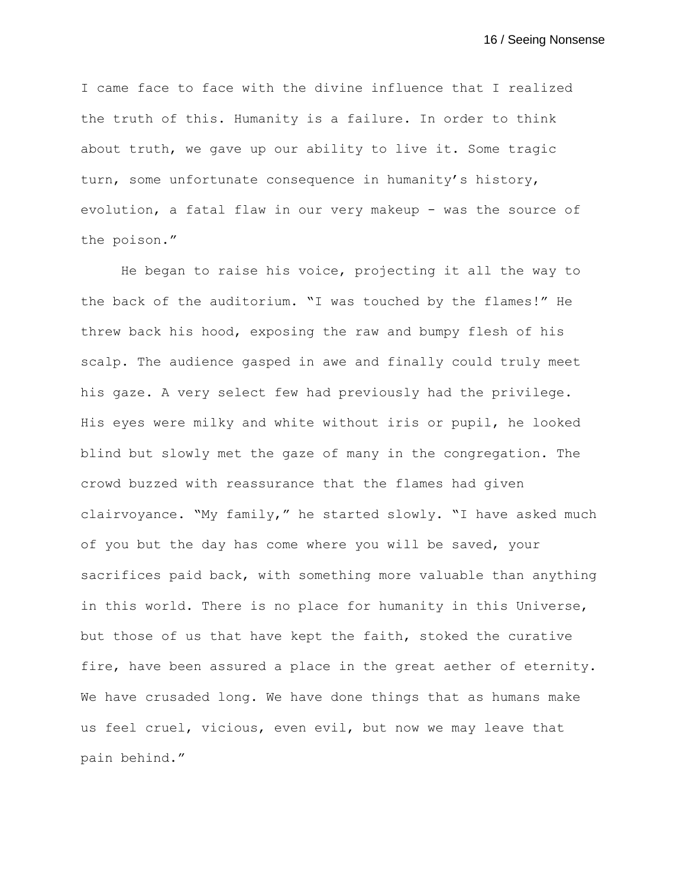I came face to face with the divine influence that I realized the truth of this. Humanity is a failure. In order to think about truth, we gave up our ability to live it. Some tragic turn, some unfortunate consequence in humanity's history, evolution, a fatal flaw in our very makeup - was the source of the poison."

He began to raise his voice, projecting it all the way to the back of the auditorium. "I was touched by the flames!" He threw back his hood, exposing the raw and bumpy flesh of his scalp. The audience gasped in awe and finally could truly meet his gaze. A very select few had previously had the privilege. His eyes were milky and white without iris or pupil, he looked blind but slowly met the gaze of many in the congregation. The crowd buzzed with reassurance that the flames had given clairvoyance. "My family," he started slowly. "I have asked much of you but the day has come where you will be saved, your sacrifices paid back, with something more valuable than anything in this world. There is no place for humanity in this Universe, but those of us that have kept the faith, stoked the curative fire, have been assured a place in the great aether of eternity. We have crusaded long. We have done things that as humans make us feel cruel, vicious, even evil, but now we may leave that pain behind."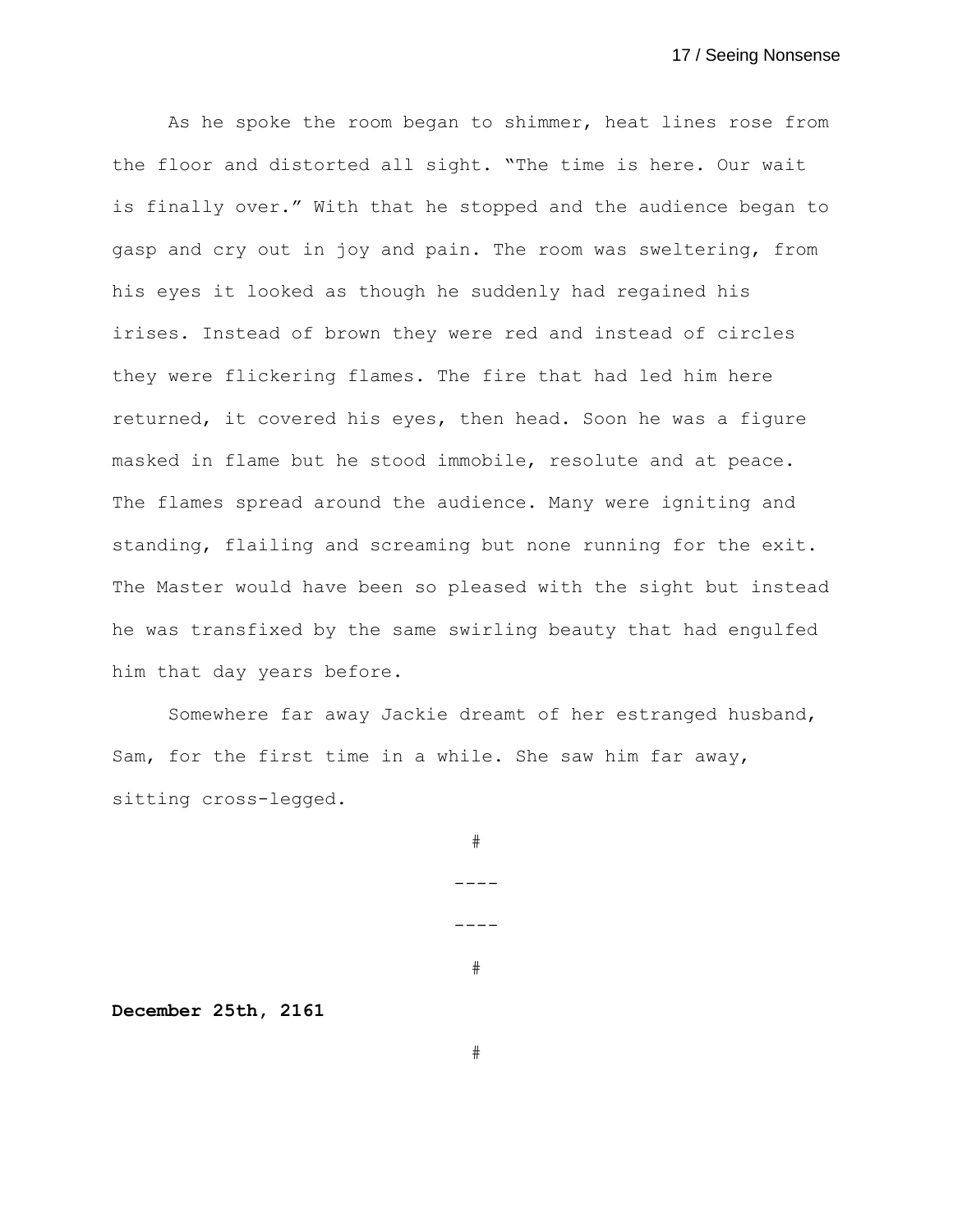As he spoke the room began to shimmer, heat lines rose from the floor and distorted all sight. “The time is here. Our wait is finally over.” With that he stopped and the audience began to gasp and cry out in joy and pain. The room was sweltering, from his eyes it looked as though he suddenly had regained his irises. Instead of brown they were red and instead of circles they were flickering flames. The fire that had led him here returned, it covered his eyes, then head. Soon he was a figure masked in flame but he stood immobile, resolute and at peace. The flames spread around the audience. Many were igniting and standing, flailing and screaming but none running for the exit. The Master would have been so pleased with the sight but instead he was transfixed by the same swirling beauty that had engulfed him that day years before.

Somewhere far away Jackie dreamt of her estranged husband, Sam, for the first time in a while. She saw him far away, sitting cross-legged.

#

----

----

#

**December 25th, 2161**

#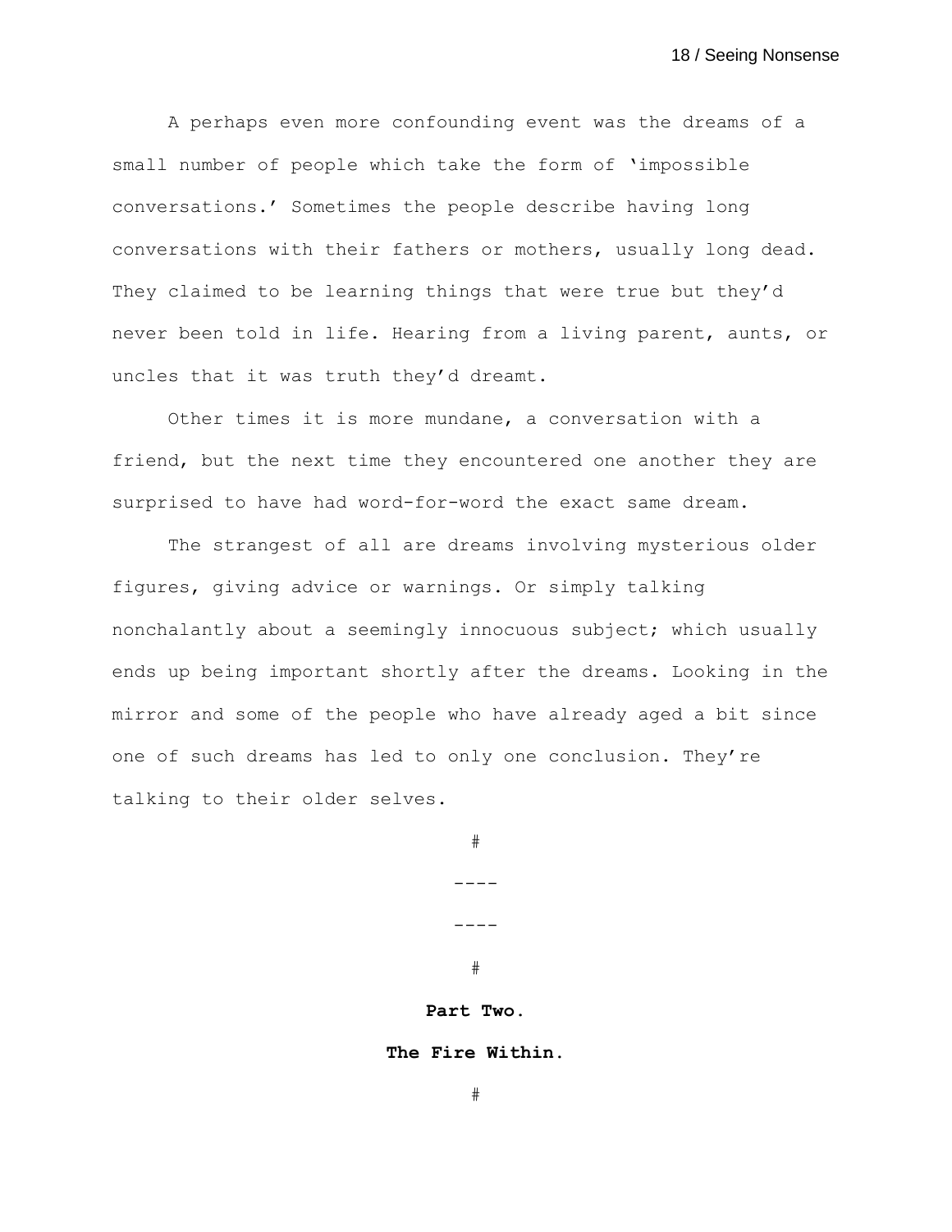A perhaps even more confounding event was the dreams of a small number of people which take the form of 'impossible conversations.' Sometimes the people describe having long conversations with their fathers or mothers, usually long dead. They claimed to be learning things that were true but they'd never been told in life. Hearing from a living parent, aunts, or uncles that it was truth they'd dreamt.

Other times it is more mundane, a conversation with a friend, but the next time they encountered one another they are surprised to have had word-for-word the exact same dream.

The strangest of all are dreams involving mysterious older figures, giving advice or warnings. Or simply talking nonchalantly about a seemingly innocuous subject; which usually ends up being important shortly after the dreams. Looking in the mirror and some of the people who have already aged a bit since one of such dreams has led to only one conclusion. They're talking to their older selves.

#

----

----

#

**Part Two.**

**The Fire Within.**

#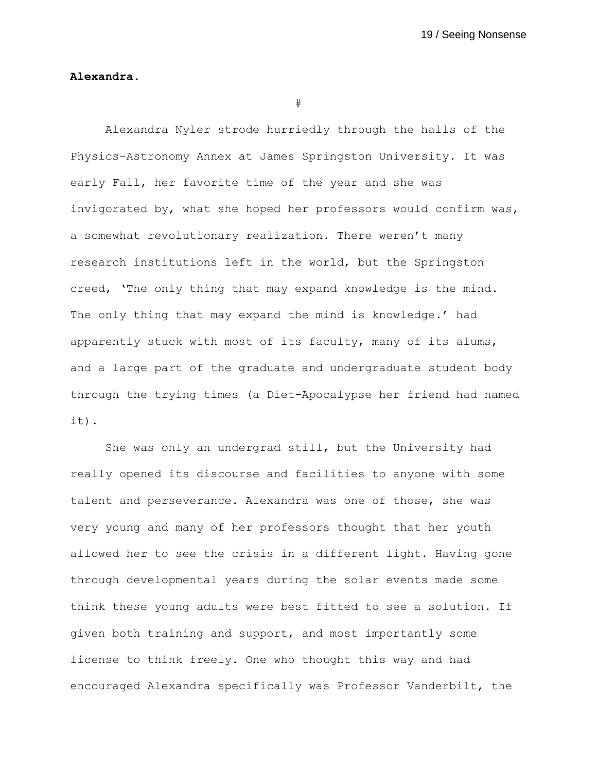**Alexandra.**

#

Alexandra Nyler strode hurriedly through the halls of the Physics-Astronomy Annex at James Springston University. It was early Fall, her favorite time of the year and she was invigorated by, what she hoped her professors would confirm was, a somewhat revolutionary realization. There weren't many research institutions left in the world, but the Springston creed, 'The only thing that may expand knowledge is the mind. The only thing that may expand the mind is knowledge.' had apparently stuck with most of its faculty, many of its alums, and a large part of the graduate and undergraduate student body through the trying times (a Diet-Apocalypse her friend had named it).

She was only an undergrad still, but the University had really opened its discourse and facilities to anyone with some talent and perseverance. Alexandra was one of those, she was very young and many of her professors thought that her youth allowed her to see the crisis in a different light. Having gone through developmental years during the solar events made some think these young adults were best fitted to see a solution. If given both training and support, and most importantly some license to think freely. One who thought this way and had encouraged Alexandra specifically was Professor Vanderbilt, the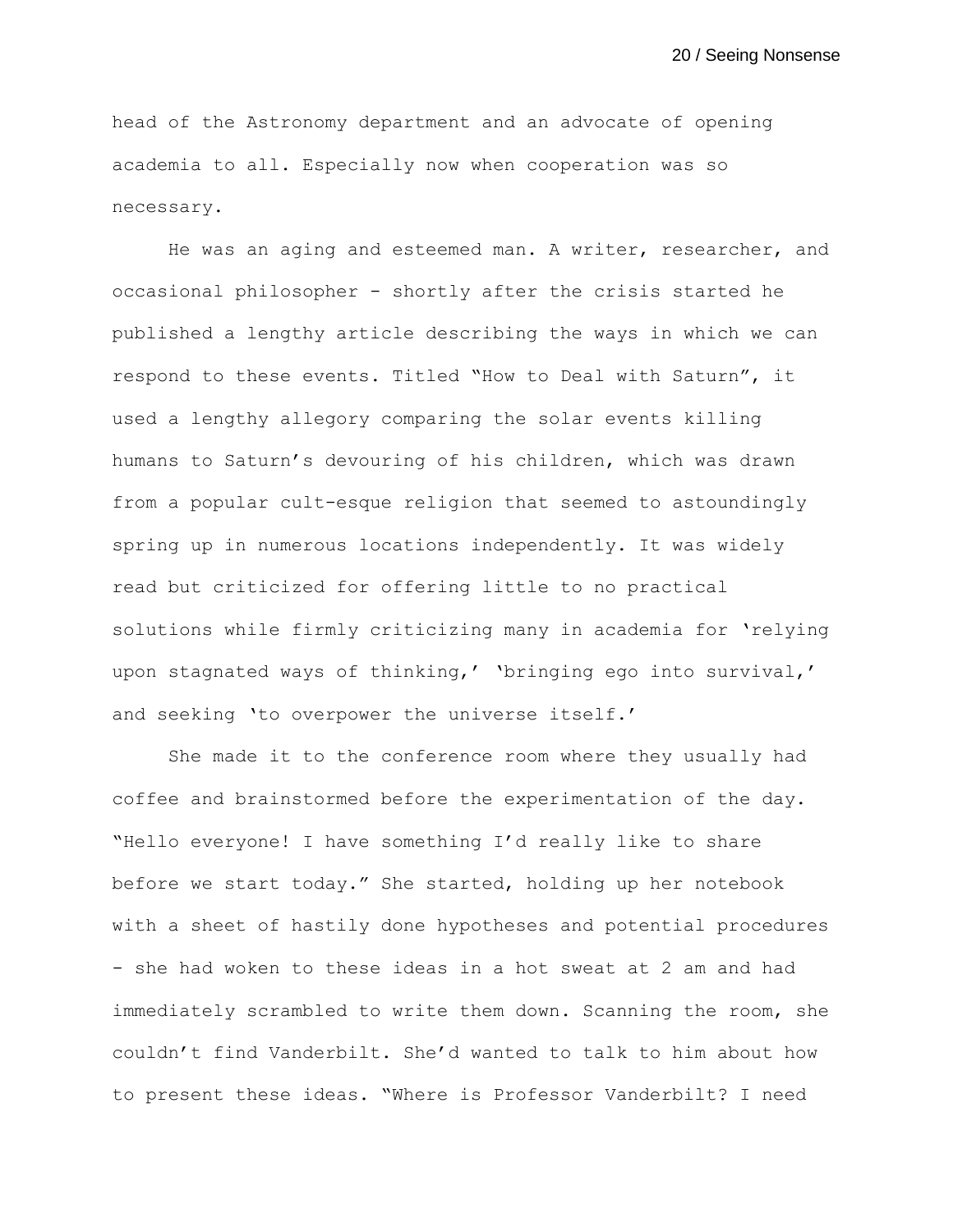head of the Astronomy department and an advocate of opening academia to all. Especially now when cooperation was so necessary.

He was an aging and esteemed man. A writer, researcher, and occasional philosopher - shortly after the crisis started he published a lengthy article describing the ways in which we can respond to these events. Titled "How to Deal with Saturn", it used a lengthy allegory comparing the solar events killing humans to Saturn's devouring of his children, which was drawn from a popular cult-esque religion that seemed to astoundingly spring up in numerous locations independently. It was widely read but criticized for offering little to no practical solutions while firmly criticizing many in academia for 'relying upon stagnated ways of thinking,' 'bringing ego into survival,' and seeking 'to overpower the universe itself.'

She made it to the conference room where they usually had coffee and brainstormed before the experimentation of the day. "Hello everyone! I have something I'd really like to share before we start today." She started, holding up her notebook with a sheet of hastily done hypotheses and potential procedures - she had woken to these ideas in a hot sweat at 2 am and had immediately scrambled to write them down. Scanning the room, she couldn't find Vanderbilt. She'd wanted to talk to him about how to present these ideas. "Where is Professor Vanderbilt? I need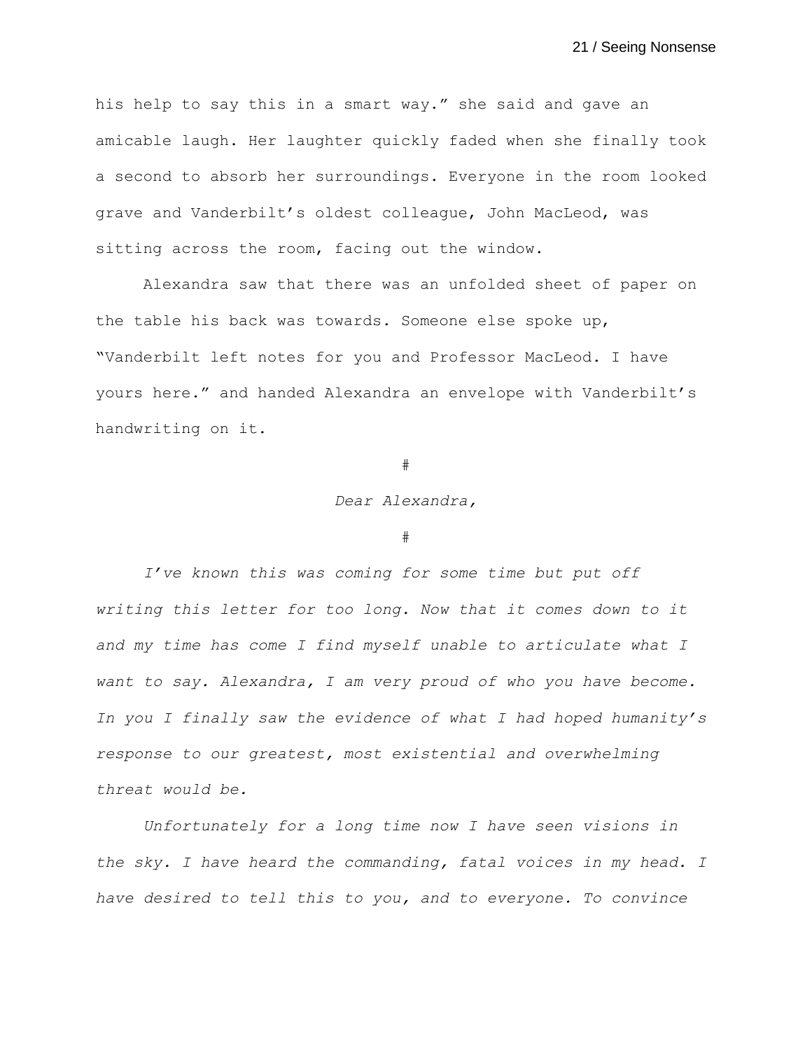his help to say this in a smart way." she said and gave an amicable laugh. Her laughter quickly faded when she finally took a second to absorb her surroundings. Everyone in the room looked grave and Vanderbilt's oldest colleague, John MacLeod, was sitting across the room, facing out the window.

Alexandra saw that there was an unfolded sheet of paper on the table his back was towards. Someone else spoke up, "Vanderbilt left notes for you and Professor MacLeod. I have yours here." and handed Alexandra an envelope with Vanderbilt's handwriting on it.

#

*Dear Alexandra,*

#

*I've known this was coming for some time but put off writing this letter for too long. Now that it comes down to it and my time has come I find myself unable to articulate what I want to say. Alexandra, I am very proud of who you have become. In you I finally saw the evidence of what I had hoped humanity's response to our greatest, most existential and overwhelming threat would be.*

*Unfortunately for a long time now I have seen visions in the sky. I have heard the commanding, fatal voices in my head. I have desired to tell this to you, and to everyone. To convince*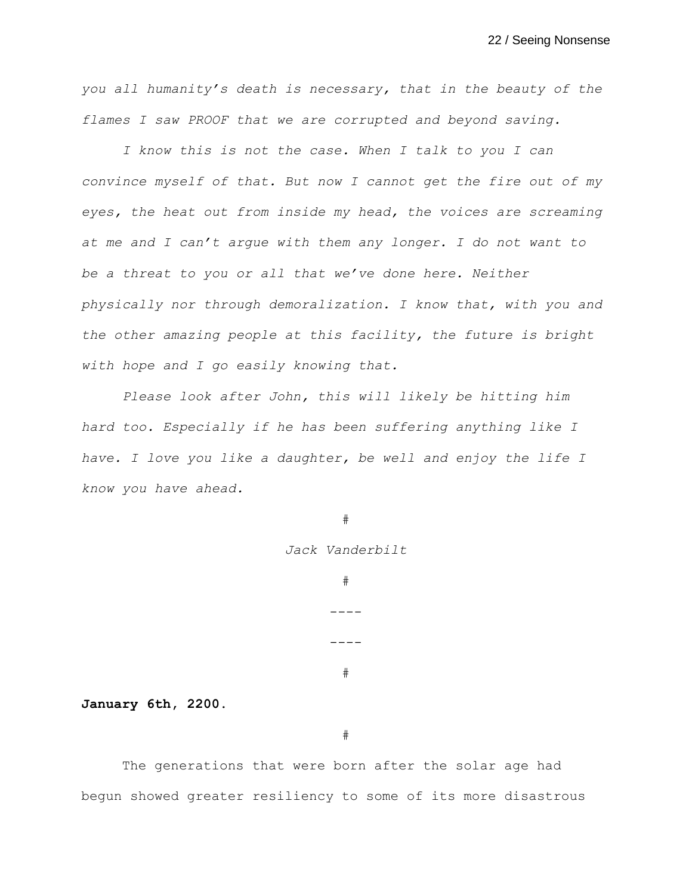*you all humanity's death is necessary, that in the beauty of the flames I saw PROOF that we are corrupted and beyond saving.*

*I know this is not the case. When I talk to you I can convince myself of that. But now I cannot get the fire out of my eyes, the heat out from inside my head, the voices are screaming at me and I can't argue with them any longer. I do not want to be a threat to you or all that we've done here. Neither physically nor through demoralization. I know that, with you and the other amazing people at this facility, the future is bright with hope and I go easily knowing that.*

*Please look after John, this will likely be hitting him hard too. Especially if he has been suffering anything like I have. I love you like a daughter, be well and enjoy the life I know you have ahead.*

#

*Jack Vanderbilt*

#

----

----

#

**January 6th, 2200.**

#

The generations that were born after the solar age had begun showed greater resiliency to some of its more disastrous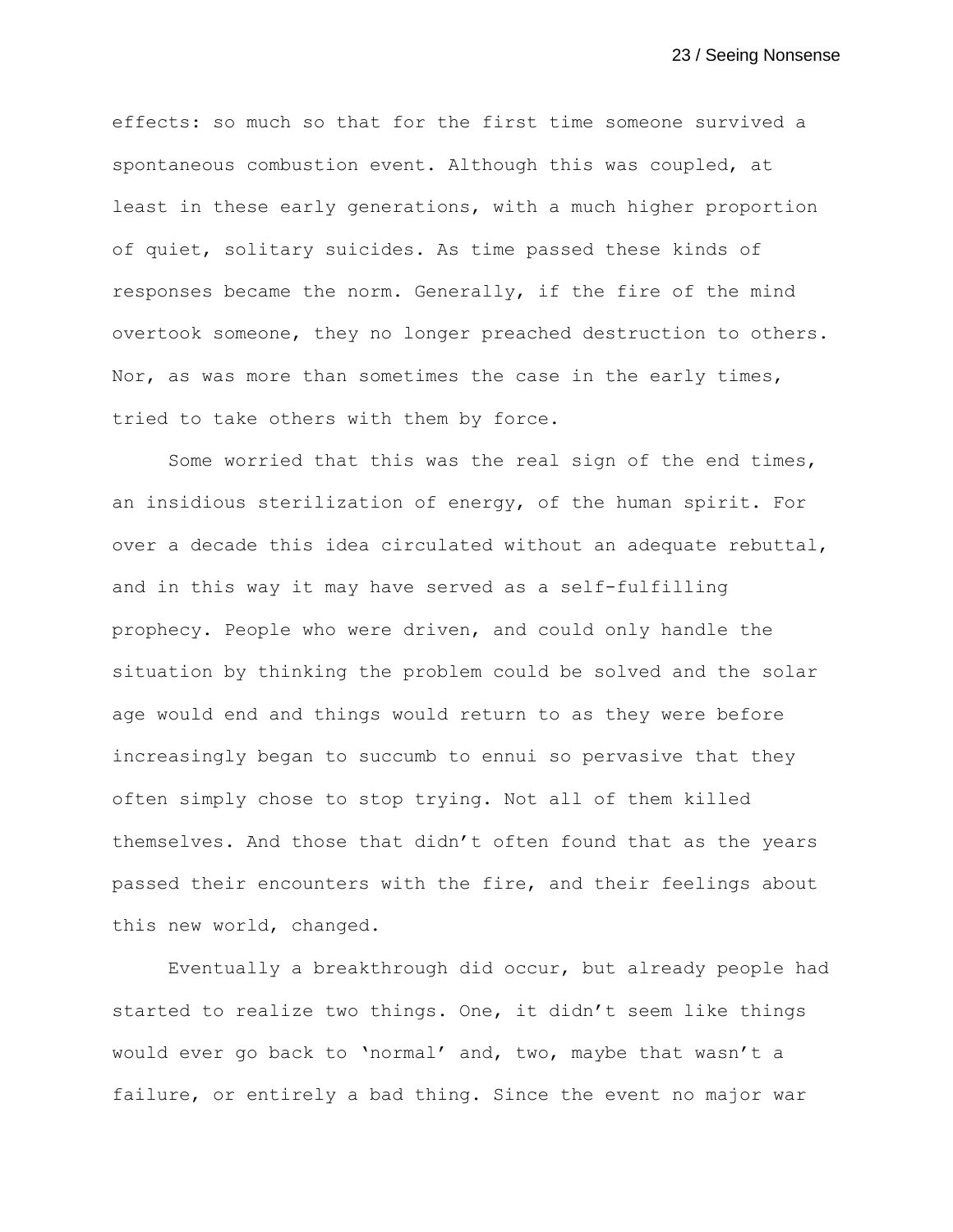effects: so much so that for the first time someone survived a spontaneous combustion event. Although this was coupled, at least in these early generations, with a much higher proportion of quiet, solitary suicides. As time passed these kinds of responses became the norm. Generally, if the fire of the mind overtook someone, they no longer preached destruction to others. Nor, as was more than sometimes the case in the early times, tried to take others with them by force.

Some worried that this was the real sign of the end times, an insidious sterilization of energy, of the human spirit. For over a decade this idea circulated without an adequate rebuttal, and in this way it may have served as a self-fulfilling prophecy. People who were driven, and could only handle the situation by thinking the problem could be solved and the solar age would end and things would return to as they were before increasingly began to succumb to ennui so pervasive that they often simply chose to stop trying. Not all of them killed themselves. And those that didn't often found that as the years passed their encounters with the fire, and their feelings about this new world, changed.

Eventually a breakthrough did occur, but already people had started to realize two things. One, it didn't seem like things would ever go back to 'normal' and, two, maybe that wasn't a failure, or entirely a bad thing. Since the event no major war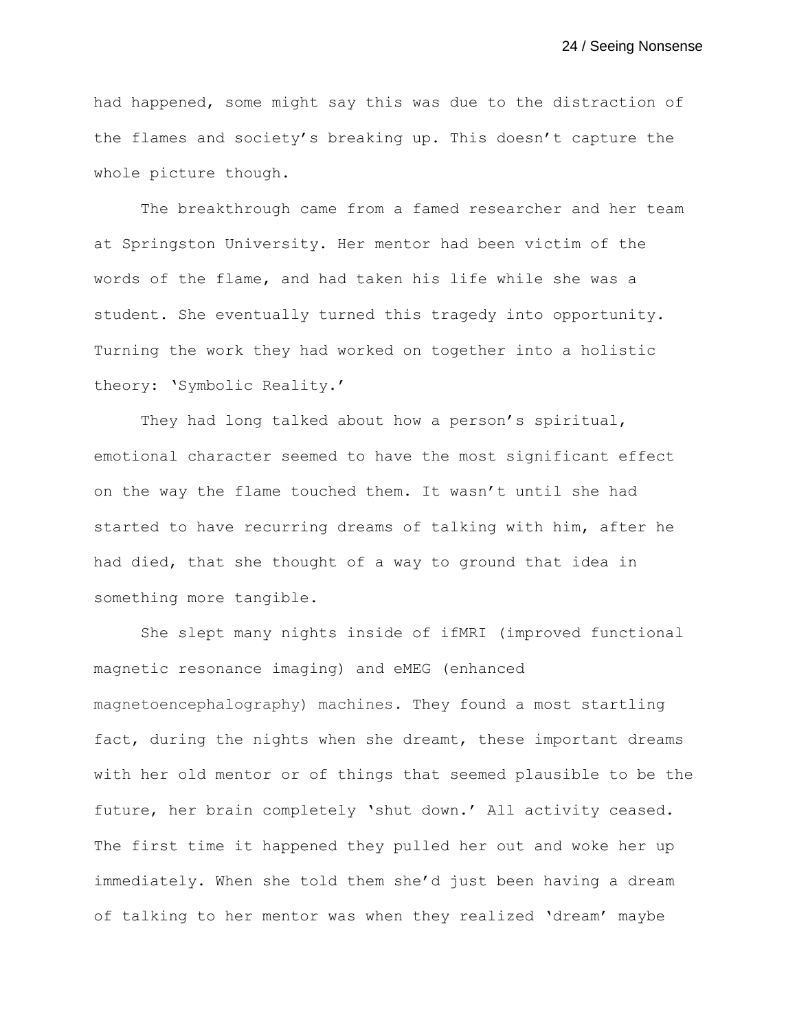had happened, some might say this was due to the distraction of the flames and society's breaking up. This doesn't capture the whole picture though.

The breakthrough came from a famed researcher and her team at Springston University. Her mentor had been victim of the words of the flame, and had taken his life while she was a student. She eventually turned this tragedy into opportunity. Turning the work they had worked on together into a holistic theory: 'Symbolic Reality.'

They had long talked about how a person's spiritual, emotional character seemed to have the most significant effect on the way the flame touched them. It wasn't until she had started to have recurring dreams of talking with him, after he had died, that she thought of a way to ground that idea in something more tangible.

She slept many nights inside of ifMRI (improved functional magnetic resonance imaging) and eMEG (enhanced magnetoencephalography) machines. They found a most startling fact, during the nights when she dreamt, these important dreams with her old mentor or of things that seemed plausible to be the future, her brain completely 'shut down.' All activity ceased. The first time it happened they pulled her out and woke her up immediately. When she told them she'd just been having a dream of talking to her mentor was when they realized 'dream' maybe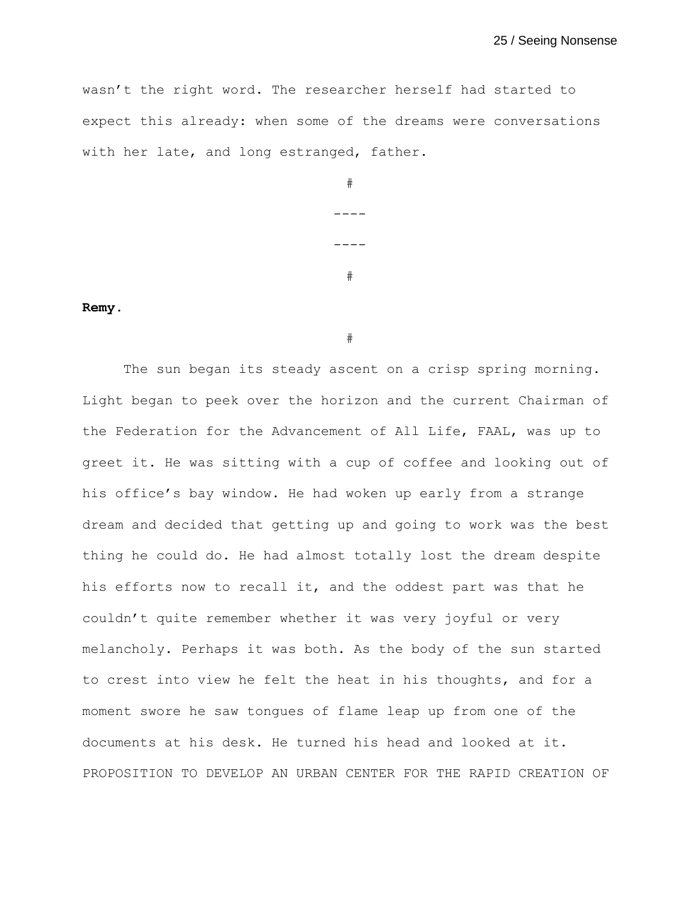wasn't the right word. The researcher herself had started to expect this already: when some of the dreams were conversations with her late, and long estranged, father.

#

----

----

#

**Remy.**

#

The sun began its steady ascent on a crisp spring morning. Light began to peek over the horizon and the current Chairman of the Federation for the Advancement of All Life, FAAL, was up to greet it. He was sitting with a cup of coffee and looking out of his office's bay window. He had woken up early from a strange dream and decided that getting up and going to work was the best thing he could do. He had almost totally lost the dream despite his efforts now to recall it, and the oddest part was that he couldn't quite remember whether it was very joyful or very melancholy. Perhaps it was both. As the body of the sun started to crest into view he felt the heat in his thoughts, and for a moment swore he saw tongues of flame leap up from one of the documents at his desk. He turned his head and looked at it. PROPOSITION TO DEVELOP AN URBAN CENTER FOR THE RAPID CREATION OF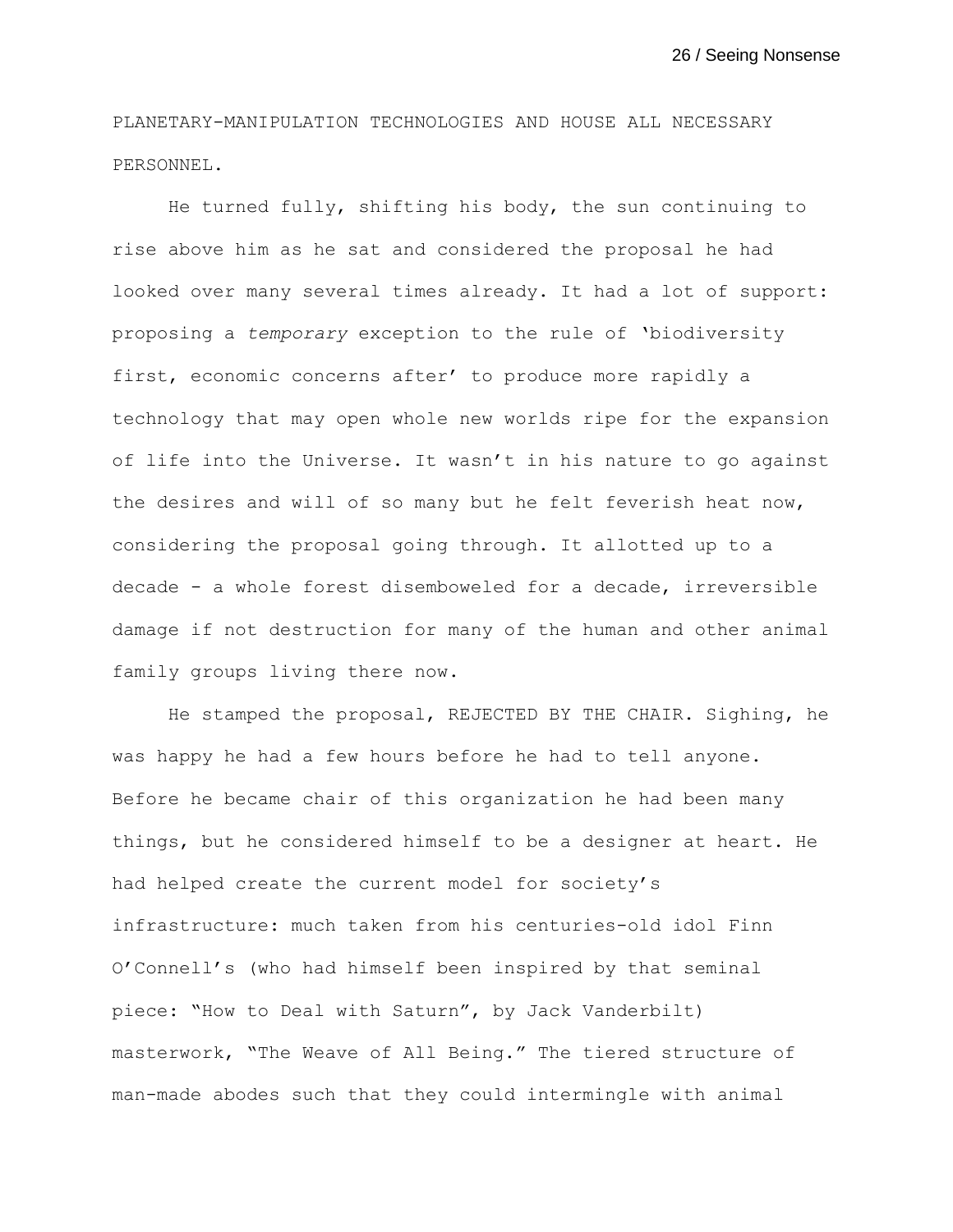PLANETARY-MANIPULATION TECHNOLOGIES AND HOUSE ALL NECESSARY PERSONNEL.

He turned fully, shifting his body, the sun continuing to rise above him as he sat and considered the proposal he had looked over many several times already. It had a lot of support: proposing a *temporary* exception to the rule of 'biodiversity first, economic concerns after' to produce more rapidly a technology that may open whole new worlds ripe for the expansion of life into the Universe. It wasn't in his nature to go against the desires and will of so many but he felt feverish heat now, considering the proposal going through. It allotted up to a decade - a whole forest disemboweled for a decade, irreversible damage if not destruction for many of the human and other animal family groups living there now.

He stamped the proposal, REJECTED BY THE CHAIR. Sighing, he was happy he had a few hours before he had to tell anyone. Before he became chair of this organization he had been many things, but he considered himself to be a designer at heart. He had helped create the current model for society's infrastructure: much taken from his centuries-old idol Finn O'Connell's (who had himself been inspired by that seminal piece: "How to Deal with Saturn", by Jack Vanderbilt) masterwork, "The Weave of All Being." The tiered structure of man-made abodes such that they could intermingle with animal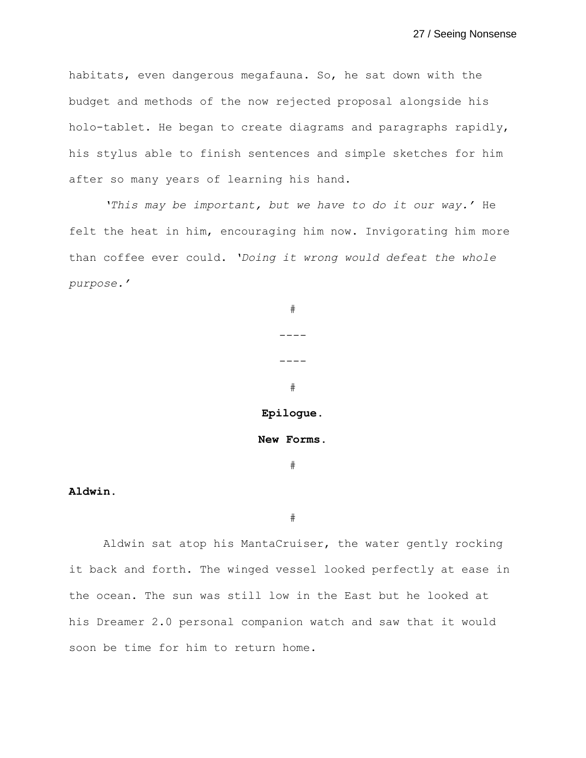habitats, even dangerous megafauna. So, he sat down with the budget and methods of the now rejected proposal alongside his holo-tablet. He began to create diagrams and paragraphs rapidly, his stylus able to finish sentences and simple sketches for him after so many years of learning his hand.

*'This may be important, but we have to do it our way.'* He felt the heat in him, encouraging him now. Invigorating him more than coffee ever could. *'Doing it wrong would defeat the whole purpose.'*

#

----

----

#

**Epilogue.**

**New Forms.**

#

**Aldwin.**

#

Aldwin sat atop his MantaCruiser, the water gently rocking it back and forth. The winged vessel looked perfectly at ease in the ocean. The sun was still low in the East but he looked at his Dreamer 2.0 personal companion watch and saw that it would soon be time for him to return home.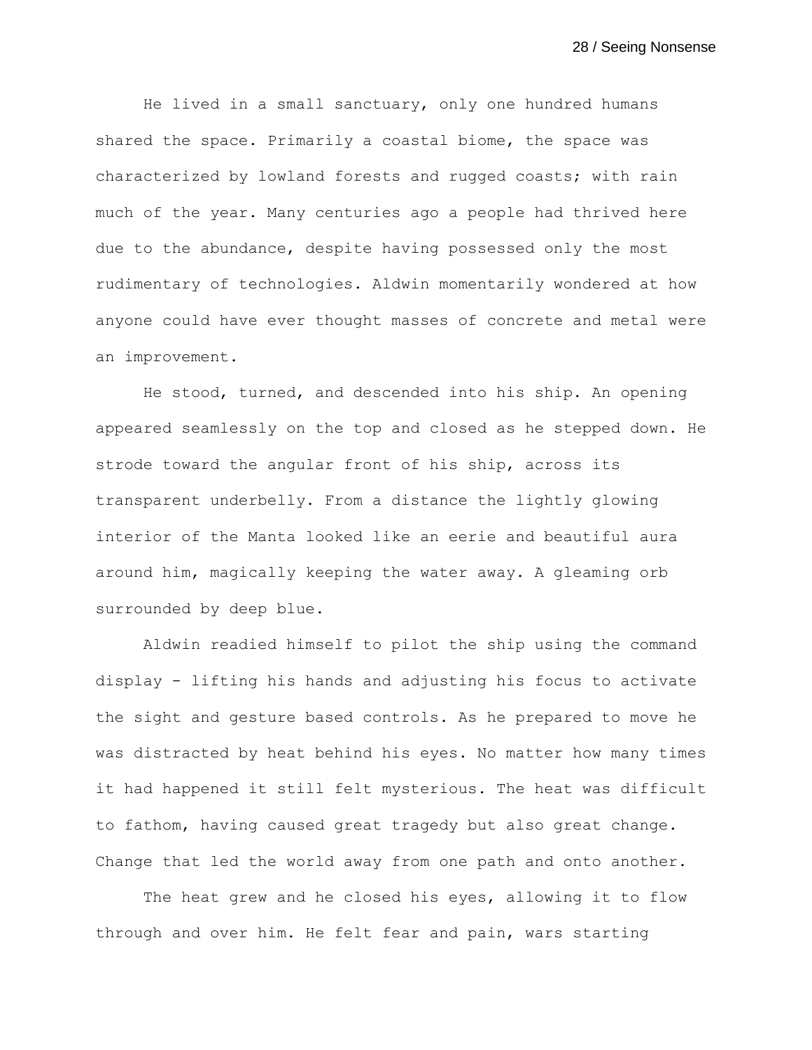He lived in a small sanctuary, only one hundred humans shared the space. Primarily a coastal biome, the space was characterized by lowland forests and rugged coasts; with rain much of the year. Many centuries ago a people had thrived here due to the abundance, despite having possessed only the most rudimentary of technologies. Aldwin momentarily wondered at how anyone could have ever thought masses of concrete and metal were an improvement.

He stood, turned, and descended into his ship. An opening appeared seamlessly on the top and closed as he stepped down. He strode toward the angular front of his ship, across its transparent underbelly. From a distance the lightly glowing interior of the Manta looked like an eerie and beautiful aura around him, magically keeping the water away. A gleaming orb surrounded by deep blue.

Aldwin readied himself to pilot the ship using the command display - lifting his hands and adjusting his focus to activate the sight and gesture based controls. As he prepared to move he was distracted by heat behind his eyes. No matter how many times it had happened it still felt mysterious. The heat was difficult to fathom, having caused great tragedy but also great change. Change that led the world away from one path and onto another.

The heat grew and he closed his eyes, allowing it to flow through and over him. He felt fear and pain, wars starting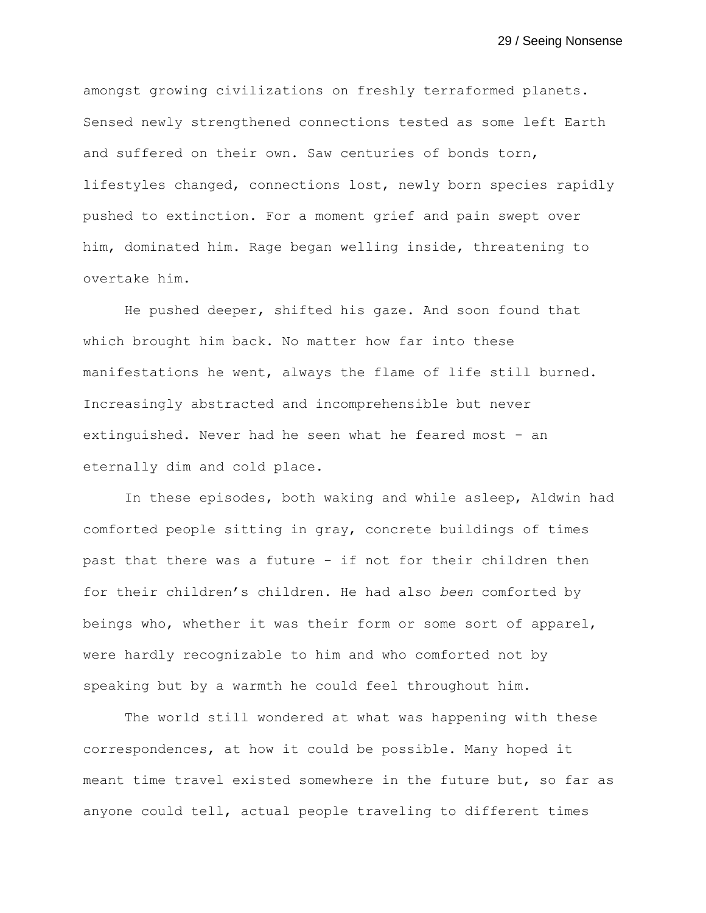amongst growing civilizations on freshly terraformed planets. Sensed newly strengthened connections tested as some left Earth and suffered on their own. Saw centuries of bonds torn, lifestyles changed, connections lost, newly born species rapidly pushed to extinction. For a moment grief and pain swept over him, dominated him. Rage began welling inside, threatening to overtake him.

He pushed deeper, shifted his gaze. And soon found that which brought him back. No matter how far into these manifestations he went, always the flame of life still burned. Increasingly abstracted and incomprehensible but never extinguished. Never had he seen what he feared most - an eternally dim and cold place.

In these episodes, both waking and while asleep, Aldwin had comforted people sitting in gray, concrete buildings of times past that there was a future - if not for their children then for their children's children. He had also *been* comforted by beings who, whether it was their form or some sort of apparel, were hardly recognizable to him and who comforted not by speaking but by a warmth he could feel throughout him.

The world still wondered at what was happening with these correspondences, at how it could be possible. Many hoped it meant time travel existed somewhere in the future but, so far as anyone could tell, actual people traveling to different times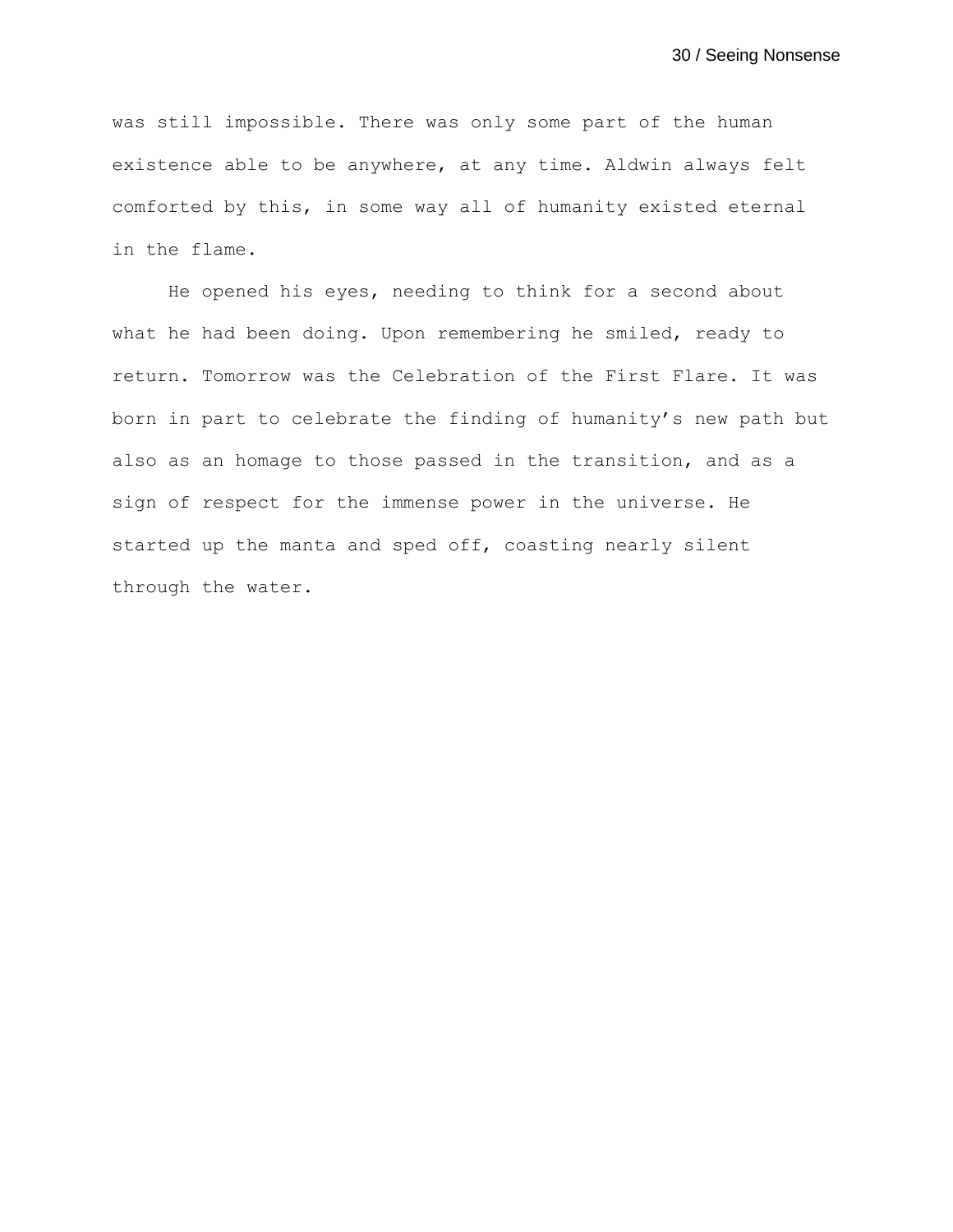was still impossible. There was only some part of the human existence able to be anywhere, at any time. Aldwin always felt comforted by this, in some way all of humanity existed eternal in the flame.

He opened his eyes, needing to think for a second about what he had been doing. Upon remembering he smiled, ready to return. Tomorrow was the Celebration of the First Flare. It was born in part to celebrate the finding of humanity's new path but also as an homage to those passed in the transition, and as a sign of respect for the immense power in the universe. He started up the manta and sped off, coasting nearly silent through the water.